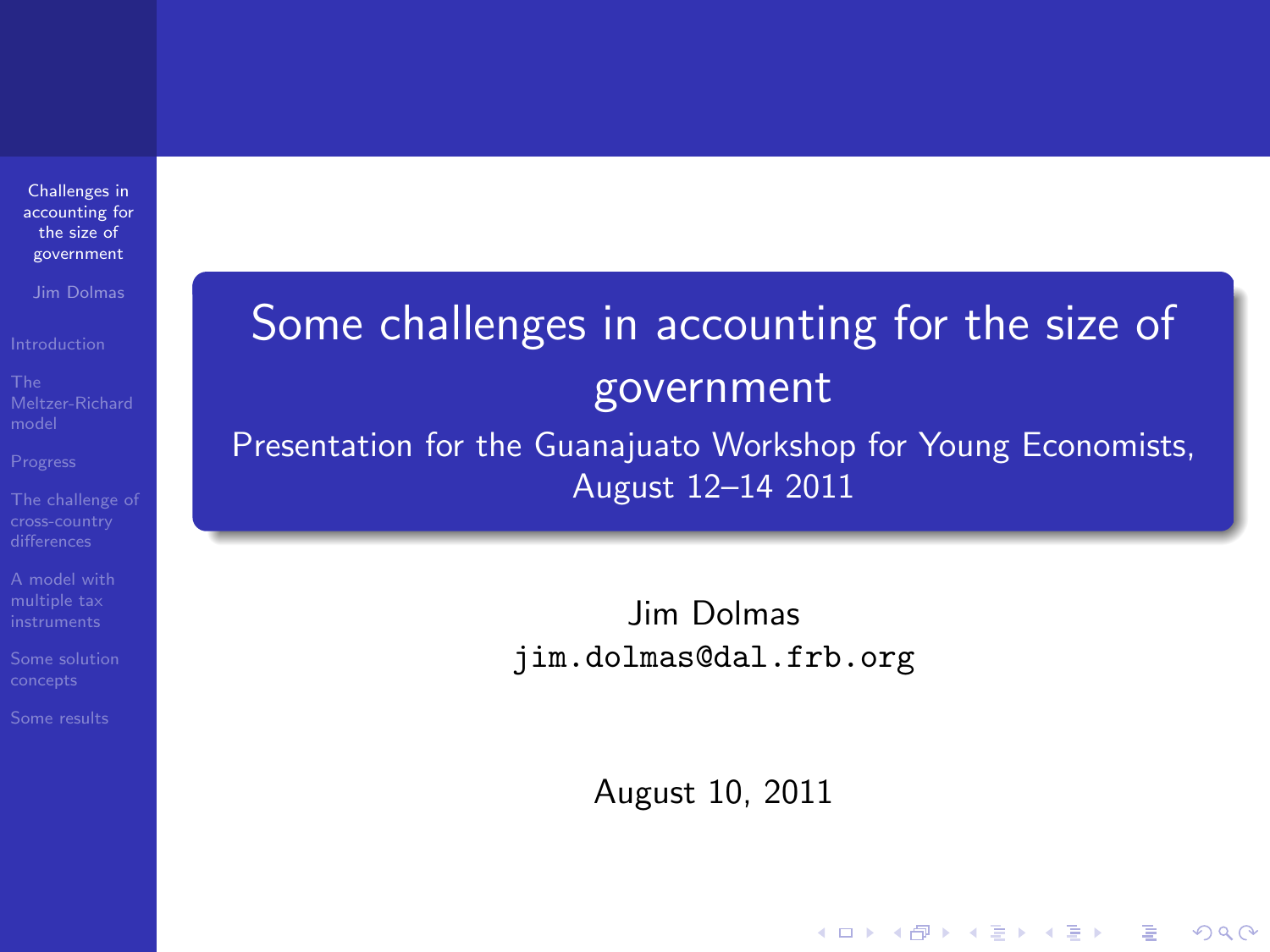# Some challenges in accounting for the size of government

Presentation for the Guanajuato Workshop for Young Economists, August 12–14 2011

Jim Dolmas

jim.dolmas@dal.frb.org

August 10, 2011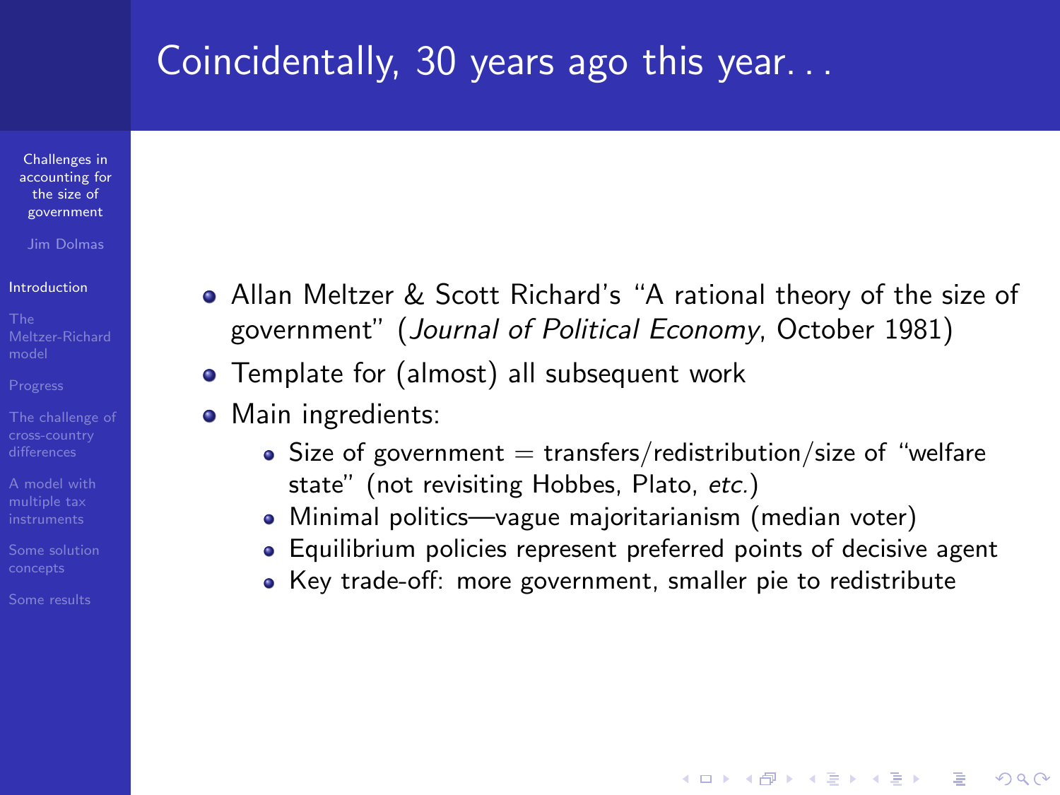# Coincidentally, 30 years ago this year. . .

- Allan Meltzer & Scott Richard's "A rational theory of the size of government" (*Journal of Political Economy*, October 1981)
- Template for (almost) all subsequent work
- Main ingredients:
  - Size of government = transfers/redistribution/size of "welfare state" (not revisiting Hobbes, Plato, *etc.*)
  - Minimal politics—vague majoritarianism (median voter)
  - Equilibrium policies represent preferred points of decisive agent
  - Key trade-off: more government, smaller pie to redistribute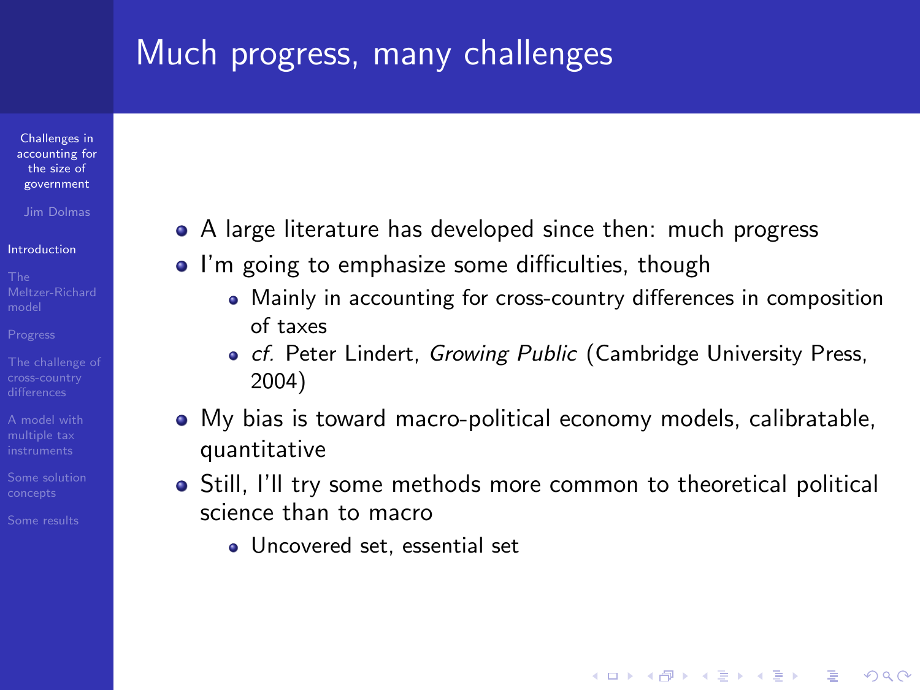# Much progress, many challenges

- A large literature has developed since then: much progress
- I'm going to emphasize some difficulties, though
  - Mainly in accounting for cross-country differences in composition of taxes
  - *cf.* Peter Lindert, *Growing Public* (Cambridge University Press, 2004)
- My bias is toward macro-political economy models, calibratable, quantitative
- Still, I'll try some methods more common to theoretical political science than to macro
  - Uncovered set, essential set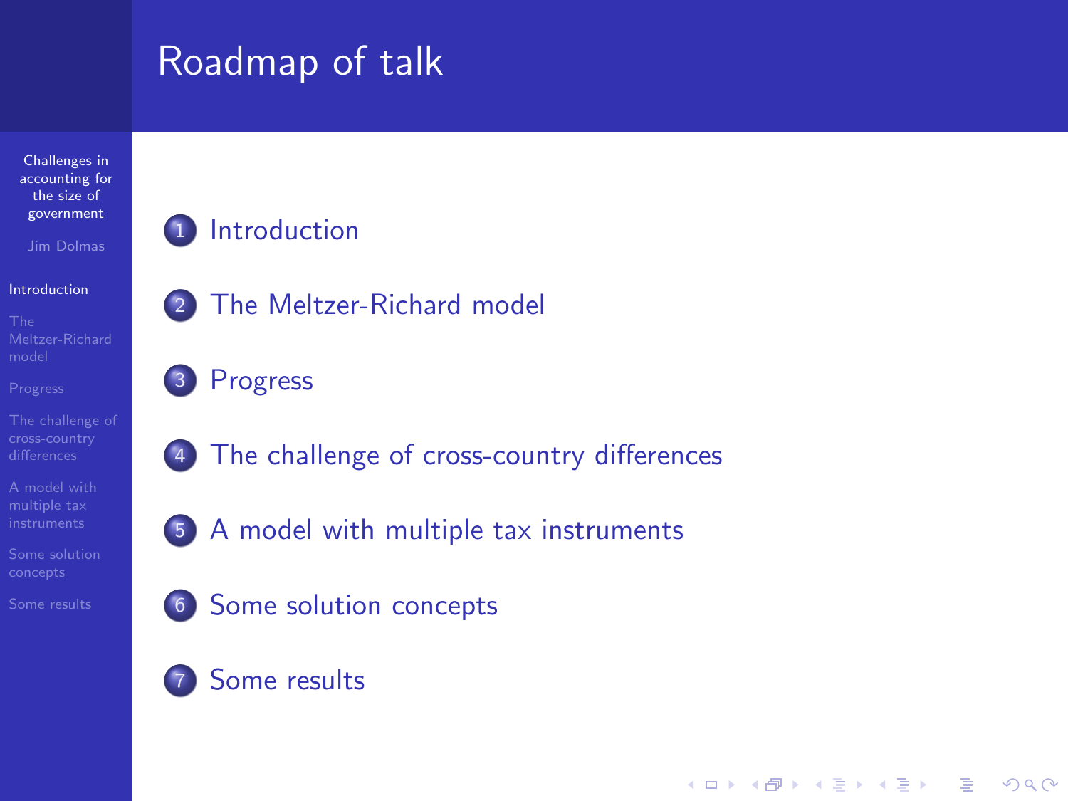# Roadmap of talk

1. Introduction
2. The Meltzer-Richard model
3. Progress
4. The challenge of cross-country differences
5. A model with multiple tax instruments
6. Some solution concepts
7. Some results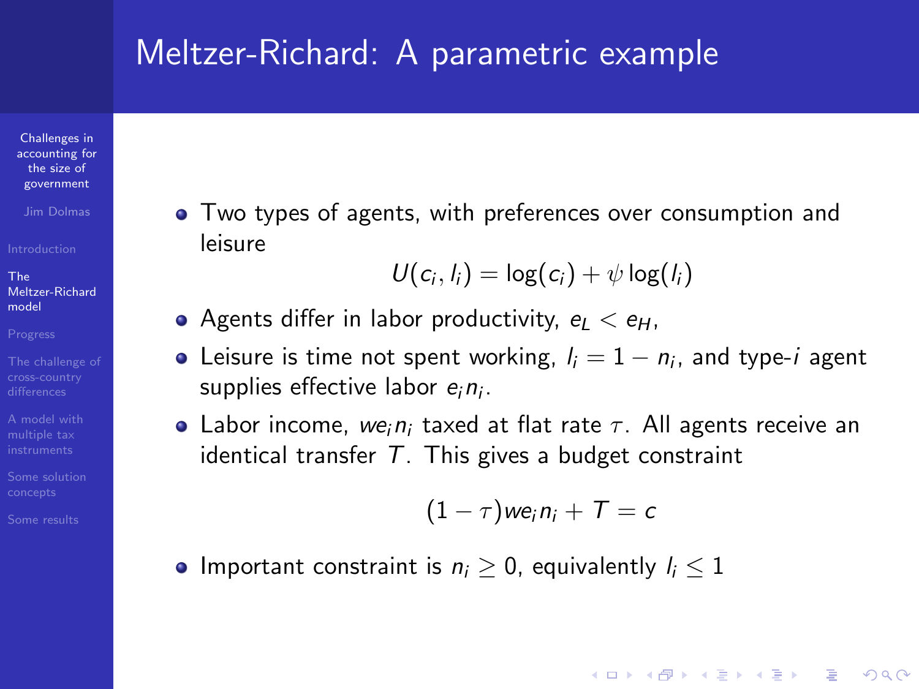# Meltzer-Richard: A parametric example

- Two types of agents, with preferences over consumption and leisure

$$U(c_i, l_i) = \log(c_i) + \psi \log(l_i)$$

- Agents differ in labor productivity, $e_L < e_H$,
- Leisure is time not spent working, $l_i = 1 - n_i$, and type-$i$ agent supplies effective labor $e_i n_i$.
- Labor income, $w e_i n_i$ taxed at flat rate $\tau$. All agents receive an identical transfer $T$. This gives a budget constraint

$$(1 - \tau) w e_i n_i + T = c$$

- Important constraint is $n_i \geq 0$, equivalently $l_i \leq 1$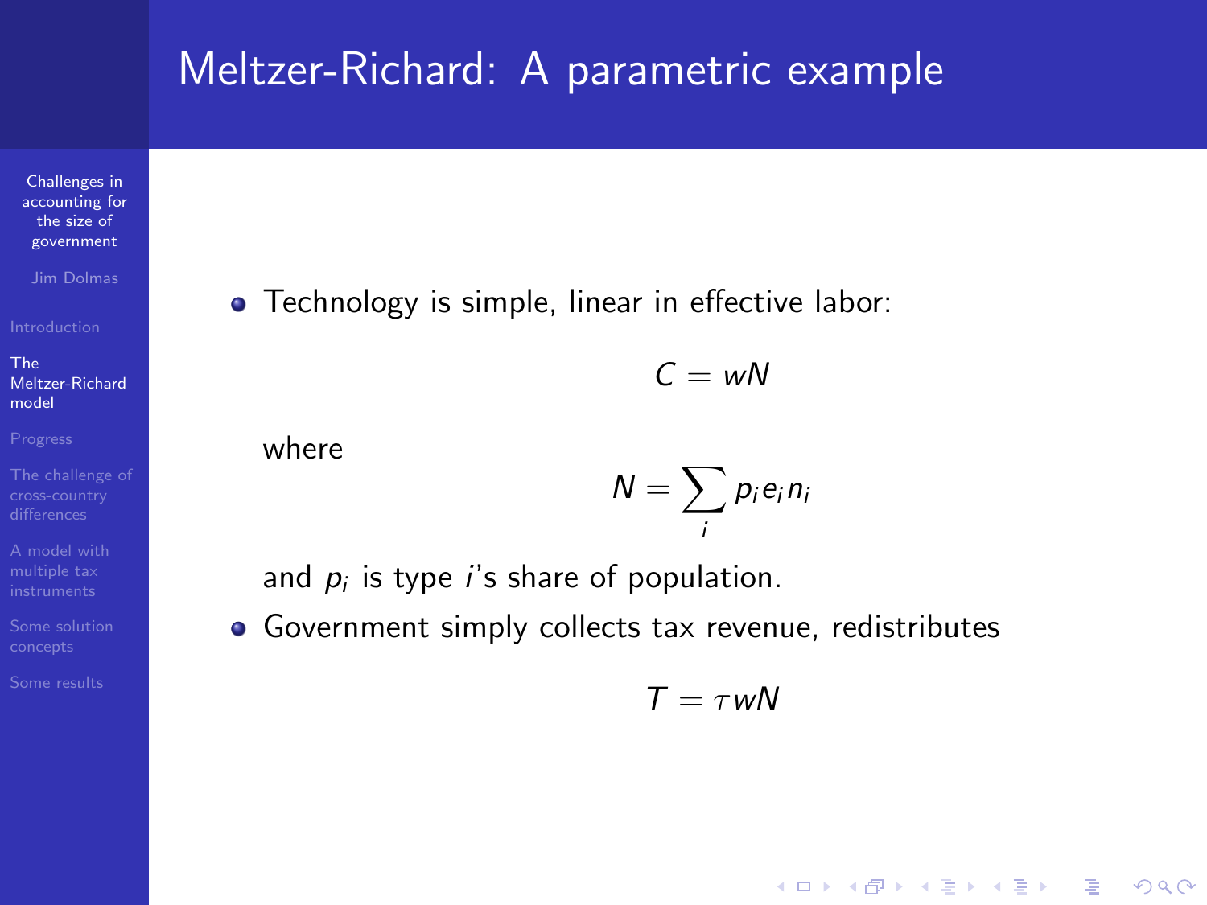# Meltzer-Richard: A parametric example

- Technology is simple, linear in effective labor:

$$C = wN$$

where

$$N = \sum_i p_i e_i n_i$$

and $p_i$ is type $i$'s share of population.

- Government simply collects tax revenue, redistributes

$$T = \tau wN$$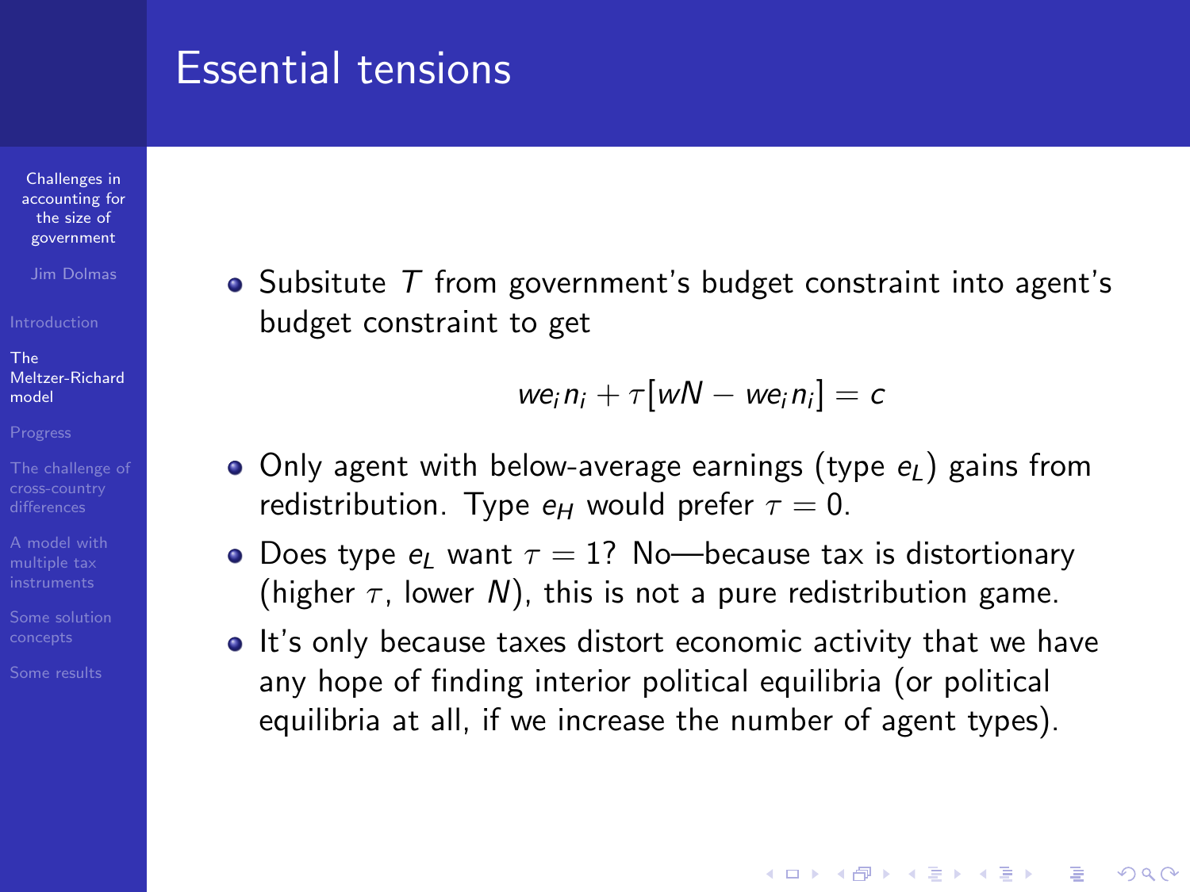# Essential tensions

- Subsitute $T$ from government's budget constraint into agent's budget constraint to get

$$we_i n_i + \tau[wN - we_i n_i] = c$$

- Only agent with below-average earnings (type $e_L$) gains from redistribution. Type $e_H$ would prefer $\tau = 0$.
- Does type $e_L$ want $\tau = 1$? No—because tax is distortionary (higher $\tau$, lower $N$), this is not a pure redistribution game.
- It's only because taxes distort economic activity that we have any hope of finding interior political equilibria (or political equilibria at all, if we increase the number of agent types).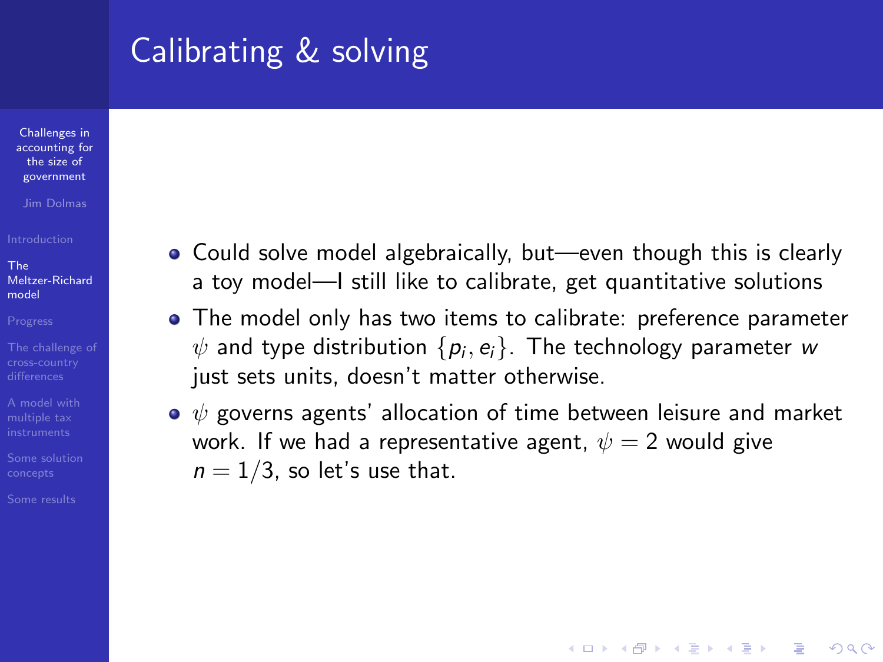# Calibrating & solving

- Could solve model algebraically, but—even though this is clearly a toy model—I still like to calibrate, get quantitative solutions
- The model only has two items to calibrate: preference parameter $\psi$ and type distribution $\{p_i, e_i\}$. The technology parameter $w$ just sets units, doesn't matter otherwise.
- $\psi$ governs agents' allocation of time between leisure and market work. If we had a representative agent, $\psi = 2$ would give $n = 1/3$, so let's use that.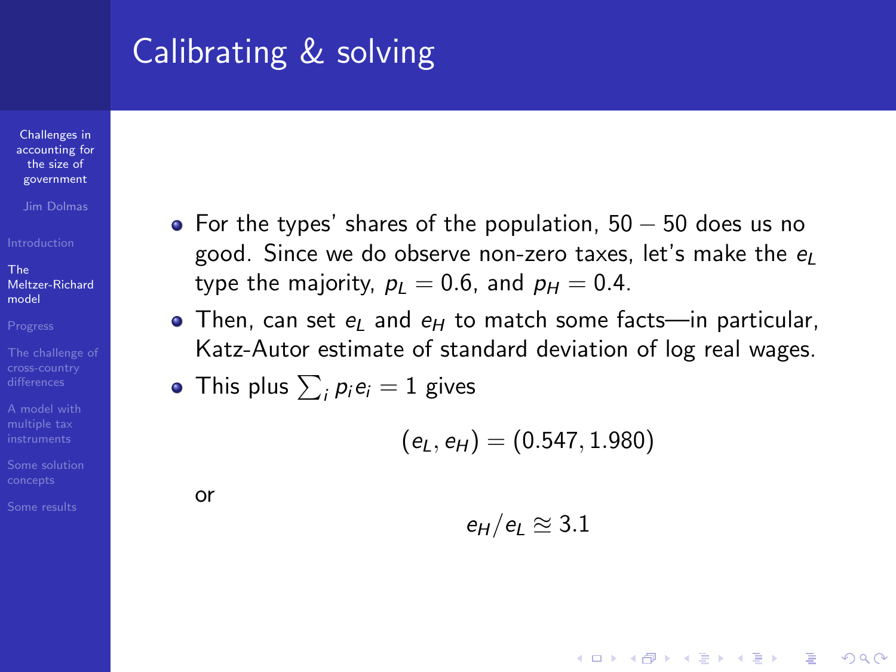# Calibrating & solving

- For the types' shares of the population, $50 - 50$ does us no good. Since we do observe non-zero taxes, let's make the $e_L$ type the majority, $p_L = 0.6$, and $p_H = 0.4$.
- Then, can set $e_L$ and $e_H$ to match some facts—in particular, Katz-Autor estimate of standard deviation of log real wages.
- This plus $\sum_i p_i e_i = 1$ gives

$$(e_L, e_H) = (0.547, 1.980)$$

or

$$e_H / e_L \approxeq 3.1$$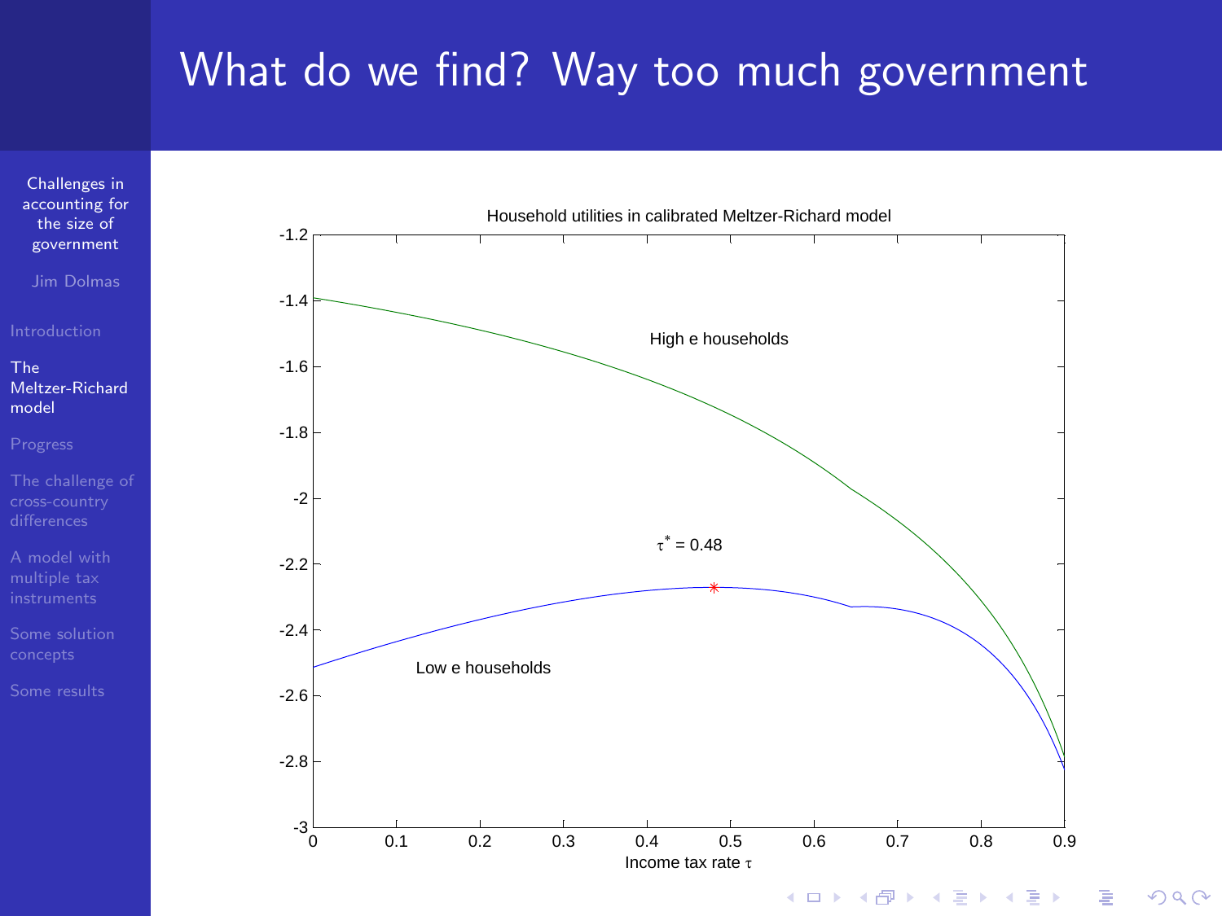# What do we find? Way too much government

Household utilities in calibrated Meltzer-Richard model

High e households

$\tau^* = 0.48$

Low e households

Income tax rate $\tau$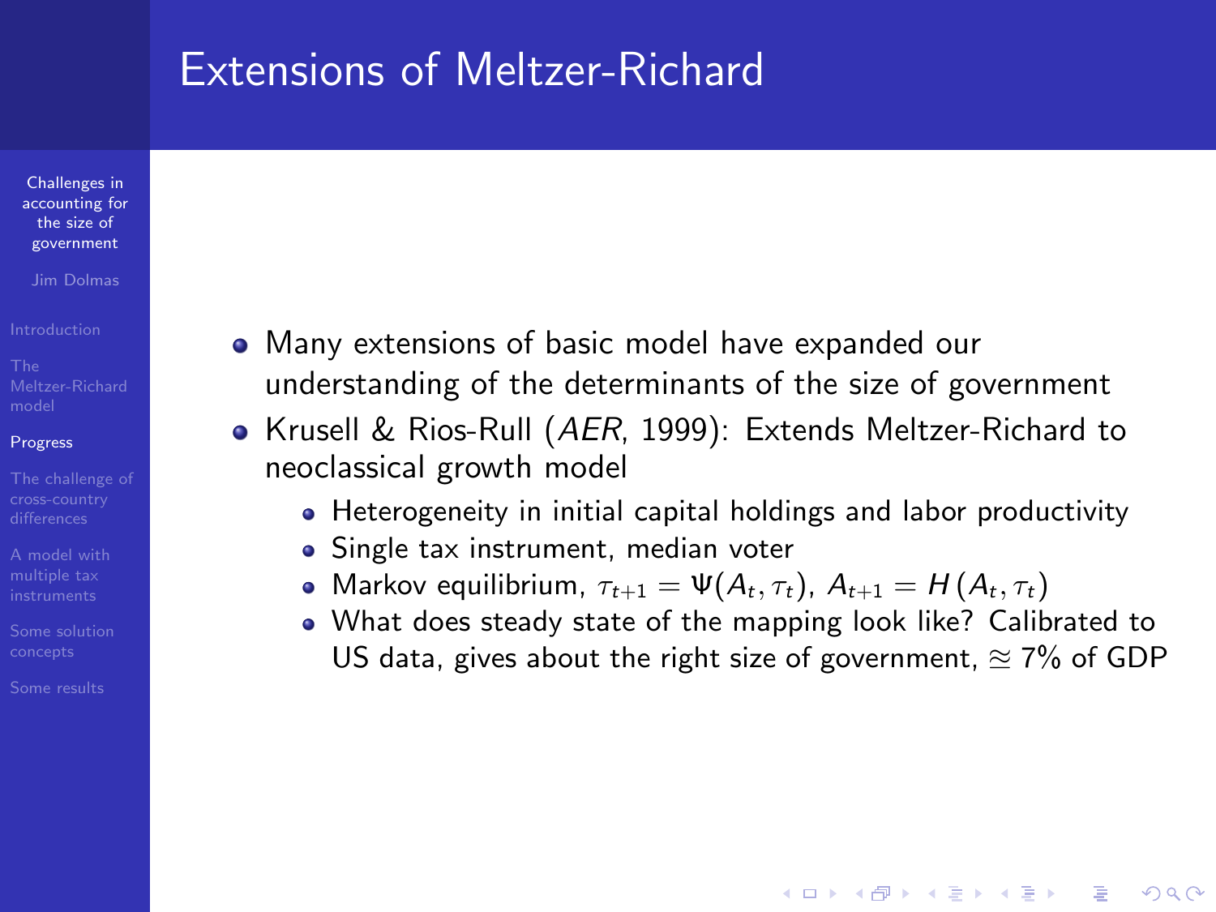# Extensions of Meltzer-Richard

- Many extensions of basic model have expanded our understanding of the determinants of the size of government
- Krusell & Rios-Rull (*AER*, 1999): Extends Meltzer-Richard to neoclassical growth model
  - Heterogeneity in initial capital holdings and labor productivity
  - Single tax instrument, median voter
  - Markov equilibrium, $\tau_{t+1} = \Psi(A_t, \tau_t)$, $A_{t+1} = H(A_t, \tau_t)$
  - What does steady state of the mapping look like? Calibrated to US data, gives about the right size of government, $\approxeq$ 7% of GDP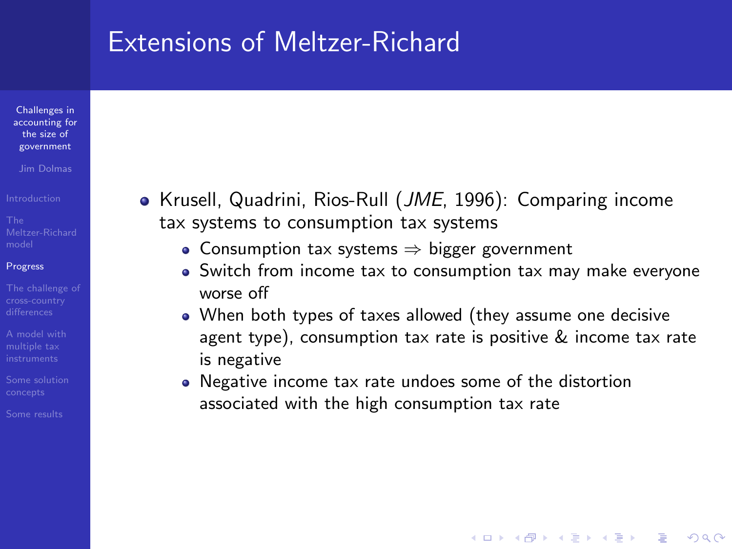# Extensions of Meltzer-Richard

- Krusell, Quadrini, Rios-Rull (*JME*, 1996): Comparing income tax systems to consumption tax systems
  - Consumption tax systems $\Rightarrow$ bigger government
  - Switch from income tax to consumption tax may make everyone worse off
  - When both types of taxes allowed (they assume one decisive agent type), consumption tax rate is positive & income tax rate is negative
  - Negative income tax rate undoes some of the distortion associated with the high consumption tax rate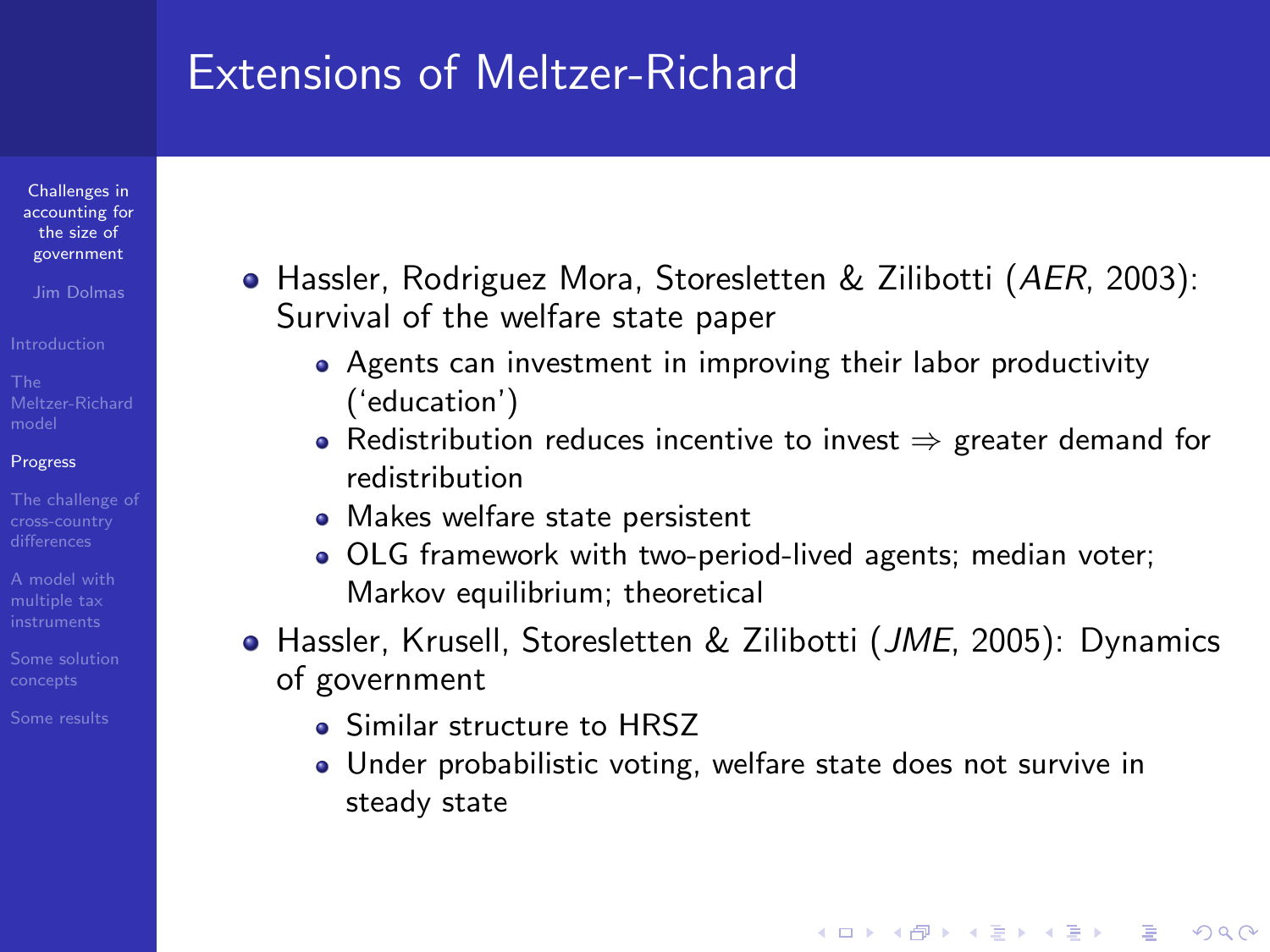# Extensions of Meltzer-Richard

- Hassler, Rodriguez Mora, Storesletten & Zilibotti (*AER*, 2003): Survival of the welfare state paper
  - Agents can investment in improving their labor productivity ('education')
  - Redistribution reduces incentive to invest $\Rightarrow$ greater demand for redistribution
  - Makes welfare state persistent
  - OLG framework with two-period-lived agents; median voter; Markov equilibrium; theoretical
- Hassler, Krusell, Storesletten & Zilibotti (*JME*, 2005): Dynamics of government
  - Similar structure to HRSZ
  - Under probabilistic voting, welfare state does not survive in steady state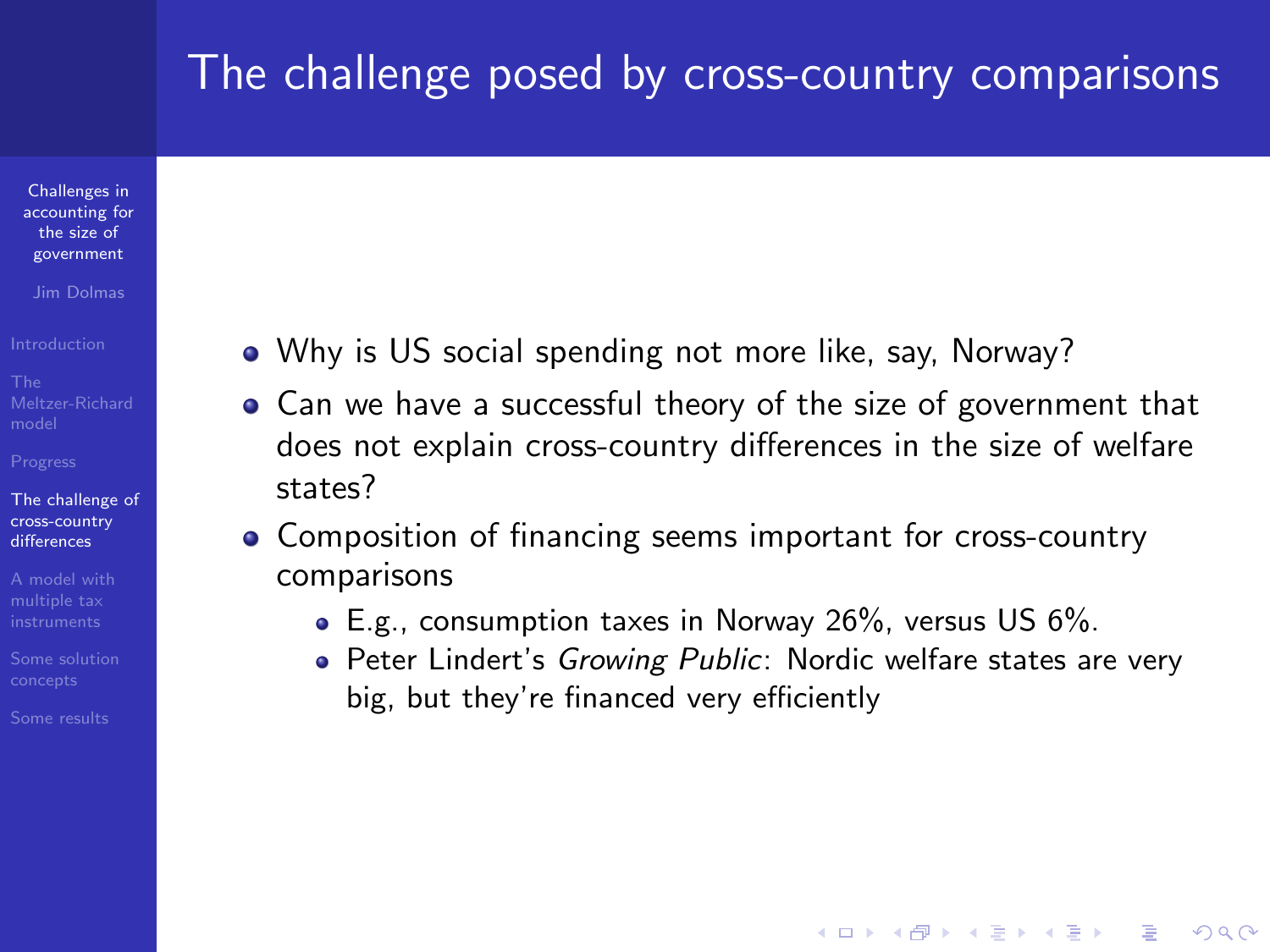# The challenge posed by cross-country comparisons

- Why is US social spending not more like, say, Norway?
- Can we have a successful theory of the size of government that does not explain cross-country differences in the size of welfare states?
- Composition of financing seems important for cross-country comparisons
  - E.g., consumption taxes in Norway 26%, versus US 6%.
  - Peter Lindert's *Growing Public*: Nordic welfare states are very big, but they're financed very efficiently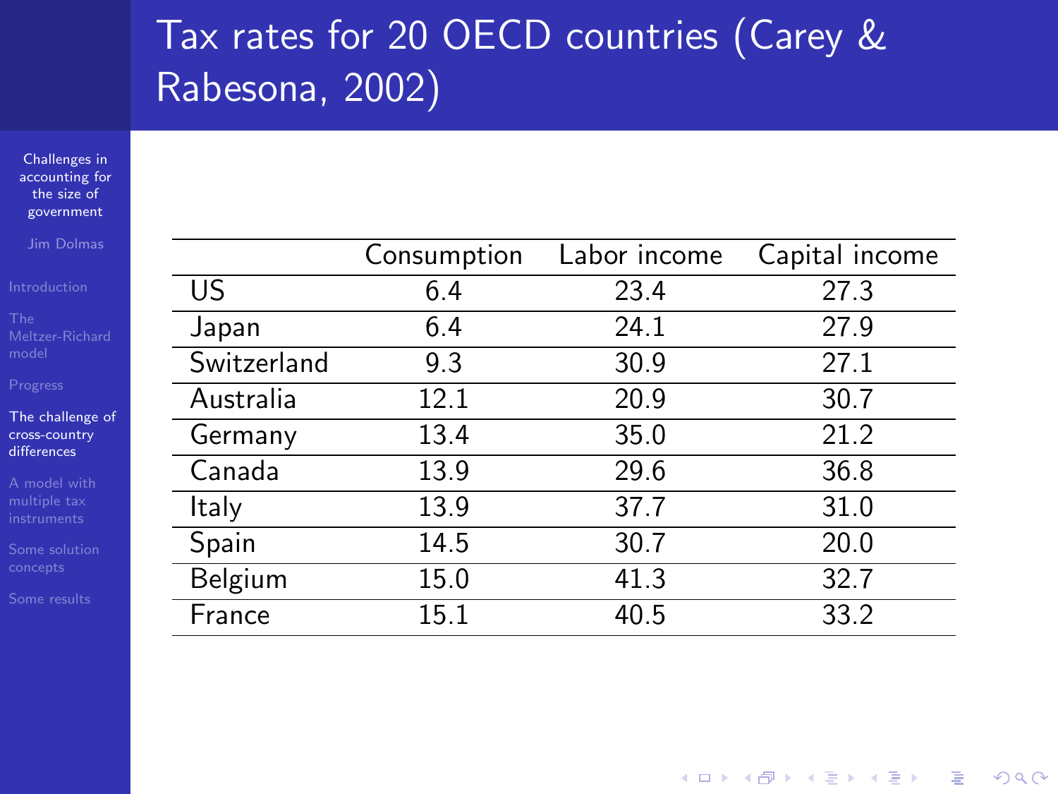# Tax rates for 20 OECD countries (Carey & Rabesona, 2002)

| | Consumption | Labor income | Capital income |
|---|---|---|---|
| US | 6.4 | 23.4 | 27.3 |
| Japan | 6.4 | 24.1 | 27.9 |
| Switzerland | 9.3 | 30.9 | 27.1 |
| Australia | 12.1 | 20.9 | 30.7 |
| Germany | 13.4 | 35.0 | 21.2 |
| Canada | 13.9 | 29.6 | 36.8 |
| Italy | 13.9 | 37.7 | 31.0 |
| Spain | 14.5 | 30.7 | 20.0 |
| Belgium | 15.0 | 41.3 | 32.7 |
| France | 15.1 | 40.5 | 33.2 |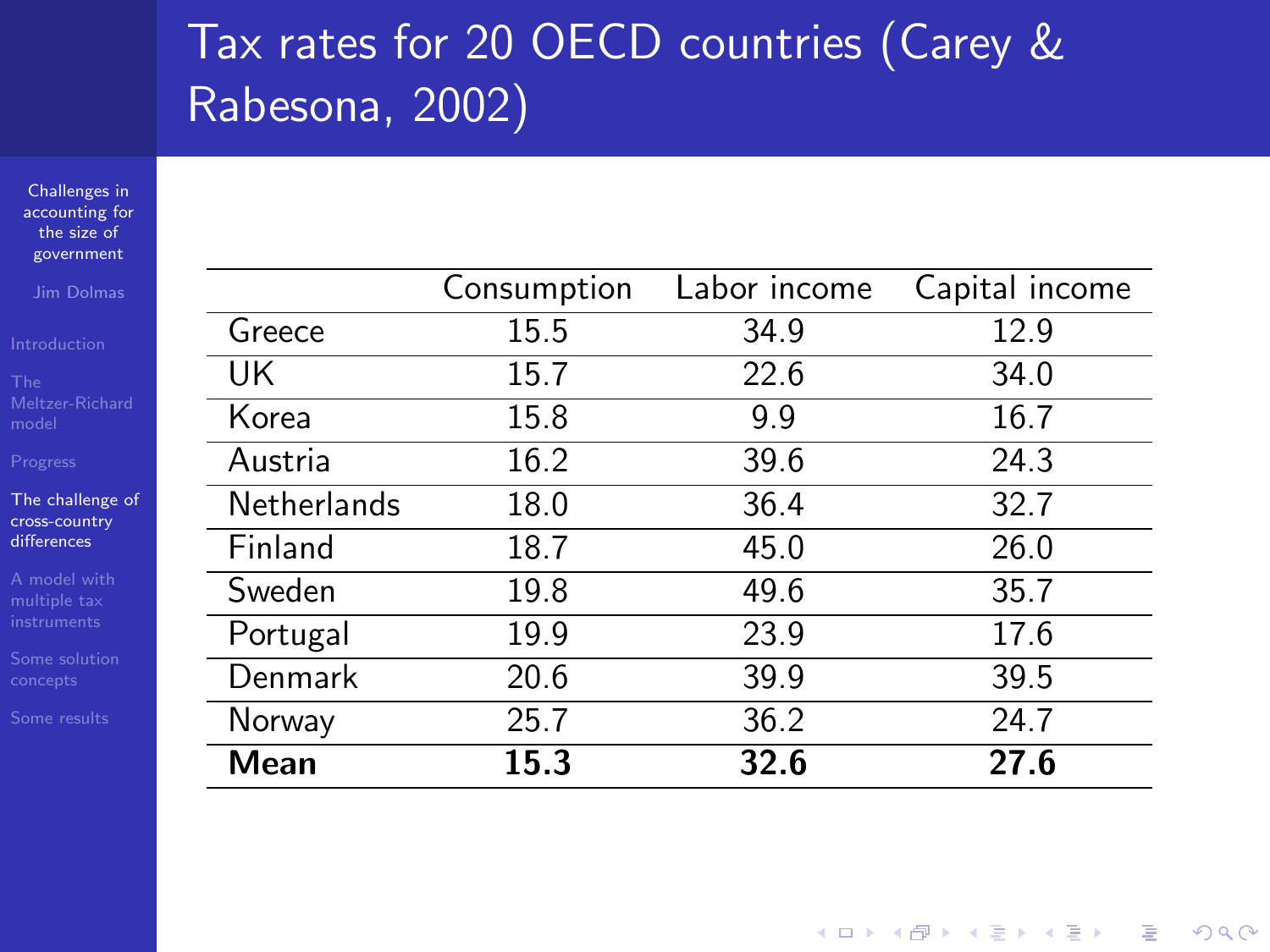# Tax rates for 20 OECD countries (Carey & Rabesona, 2002)

| | Consumption | Labor income | Capital income |
|---|---|---|---|
| Greece | 15.5 | 34.9 | 12.9 |
| UK | 15.7 | 22.6 | 34.0 |
| Korea | 15.8 | 9.9 | 16.7 |
| Austria | 16.2 | 39.6 | 24.3 |
| Netherlands | 18.0 | 36.4 | 32.7 |
| Finland | 18.7 | 45.0 | 26.0 |
| Sweden | 19.8 | 49.6 | 35.7 |
| Portugal | 19.9 | 23.9 | 17.6 |
| Denmark | 20.6 | 39.9 | 39.5 |
| Norway | 25.7 | 36.2 | 24.7 |
| **Mean** | **15.3** | **32.6** | **27.6** |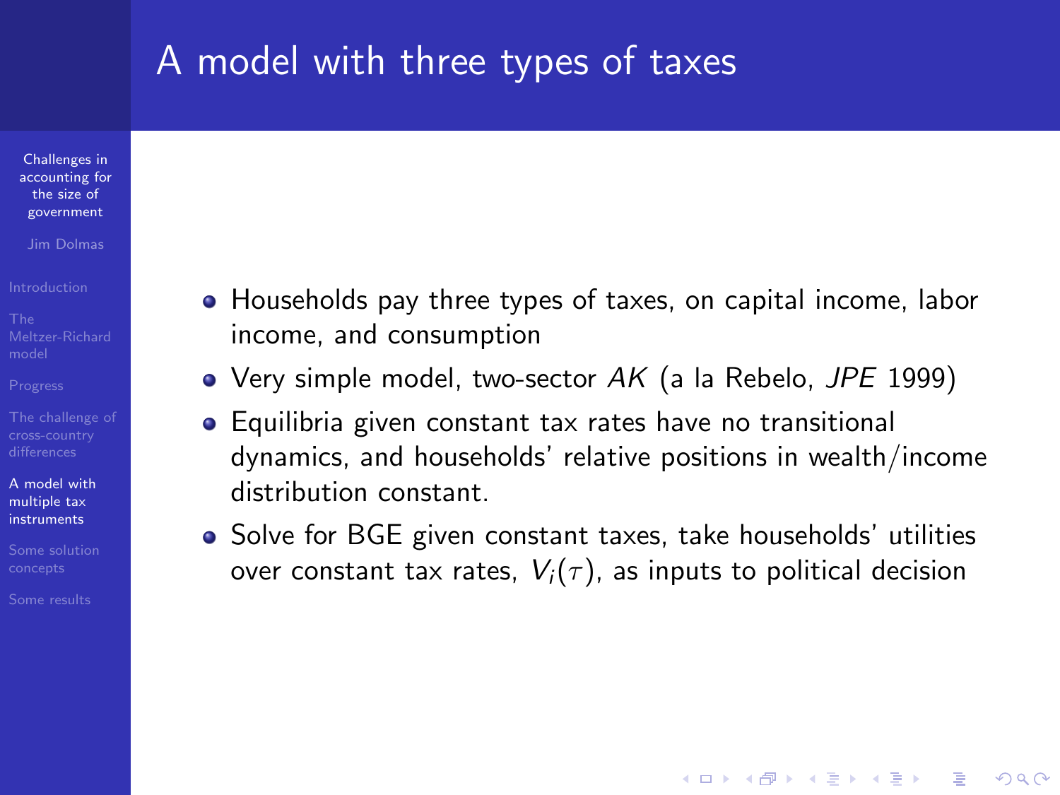# A model with three types of taxes

- Households pay three types of taxes, on capital income, labor income, and consumption
- Very simple model, two-sector $AK$ (a la Rebelo, *JPE* 1999)
- Equilibria given constant tax rates have no transitional dynamics, and households' relative positions in wealth/income distribution constant.
- Solve for BGE given constant taxes, take households' utilities over constant tax rates, $V_i(\tau)$, as inputs to political decision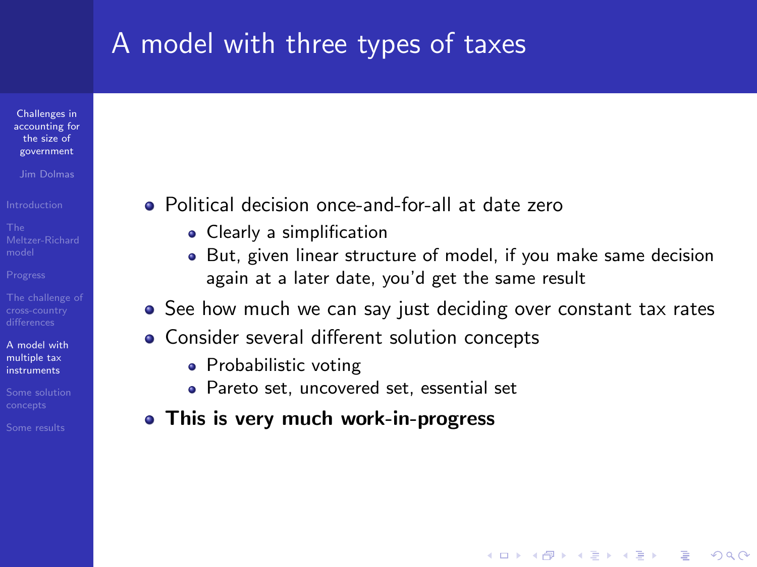# A model with three types of taxes

- Political decision once-and-for-all at date zero
  - Clearly a simplification
  - But, given linear structure of model, if you make same decision again at a later date, you'd get the same result
- See how much we can say just deciding over constant tax rates
- Consider several different solution concepts
  - Probabilistic voting
  - Pareto set, uncovered set, essential set
- **This is very much work-in-progress**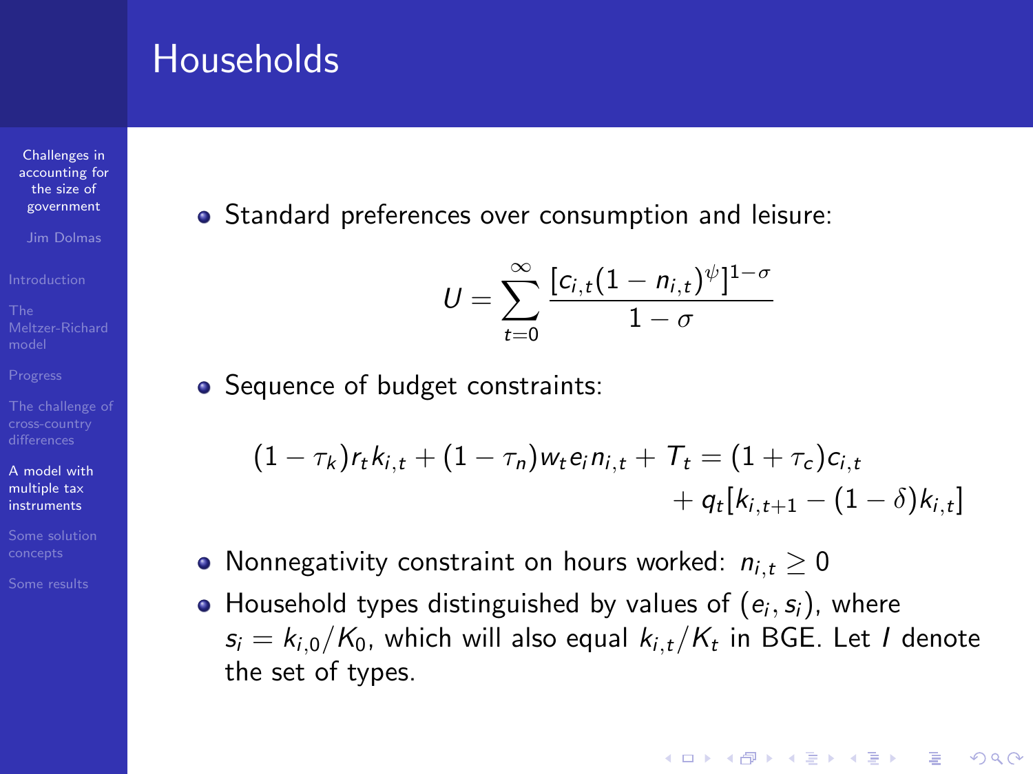# Households

- Standard preferences over consumption and leisure:

$$U = \sum_{t=0}^{\infty} \frac{[c_{i,t}(1-n_{i,t})^{\psi}]^{1-\sigma}}{1-\sigma}$$

- Sequence of budget constraints:

$$(1-\tau_k)r_t k_{i,t} + (1-\tau_n)w_t e_i n_{i,t} + T_t = (1+\tau_c)c_{i,t} + q_t[k_{i,t+1} - (1-\delta)k_{i,t}]$$

- Nonnegativity constraint on hours worked: $n_{i,t} \geq 0$
- Household types distinguished by values of $(e_i, s_i)$, where $s_i = k_{i,0}/K_0$, which will also equal $k_{i,t}/K_t$ in BGE. Let $I$ denote the set of types.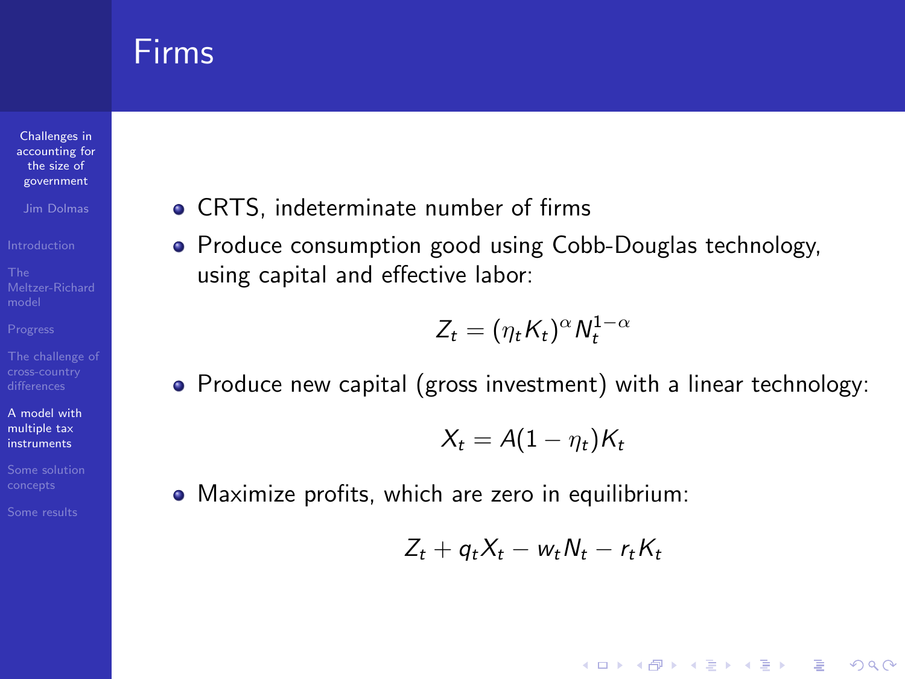# Firms

- CRTS, indeterminate number of firms
- Produce consumption good using Cobb-Douglas technology, using capital and effective labor:

$$Z_t = (\eta_t K_t)^{\alpha} N_t^{1-\alpha}$$

- Produce new capital (gross investment) with a linear technology:

$$X_t = A(1 - \eta_t) K_t$$

- Maximize profits, which are zero in equilibrium:

$$Z_t + q_t X_t - w_t N_t - r_t K_t$$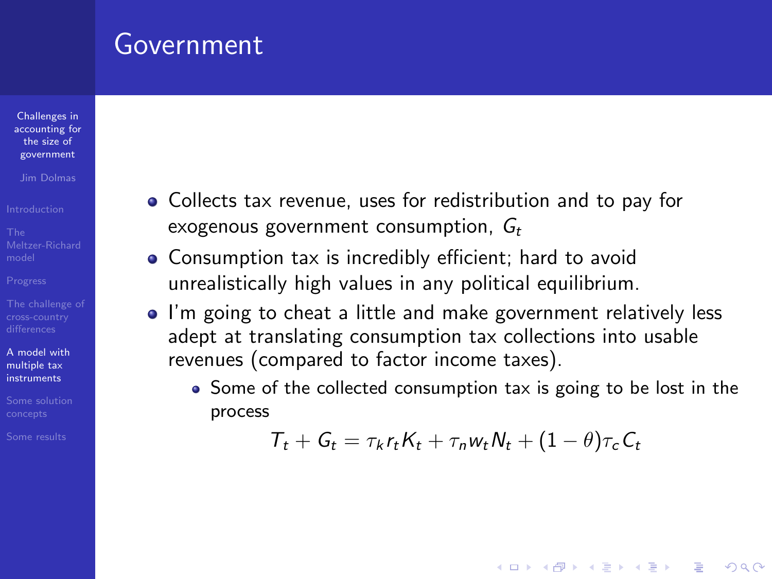# Government

- Collects tax revenue, uses for redistribution and to pay for exogenous government consumption, $G_t$
- Consumption tax is incredibly efficient; hard to avoid unrealistically high values in any political equilibrium.
- I'm going to cheat a little and make government relatively less adept at translating consumption tax collections into usable revenues (compared to factor income taxes).
  - Some of the collected consumption tax is going to be lost in the process

$$T_t + G_t = \tau_k r_t K_t + \tau_n w_t N_t + (1 - \theta)\tau_c C_t$$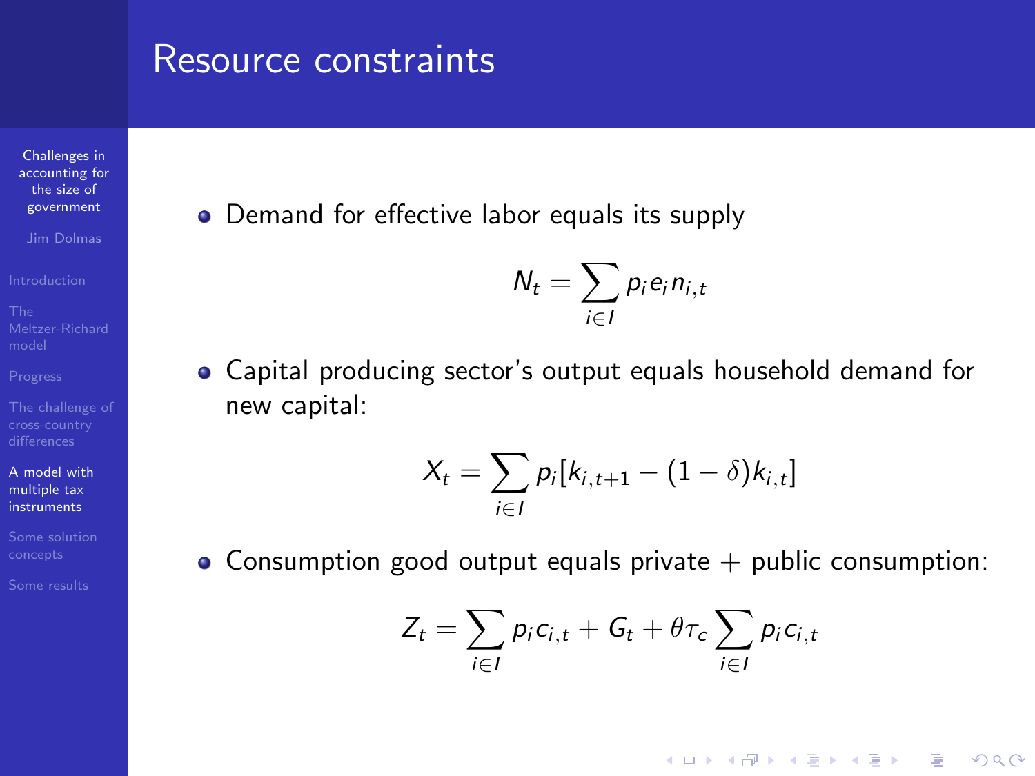# Resource constraints

- Demand for effective labor equals its supply

$$N_t = \sum_{i \in I} p_i e_i n_{i,t}$$

- Capital producing sector's output equals household demand for new capital:

$$X_t = \sum_{i \in I} p_i [k_{i,t+1} - (1 - \delta) k_{i,t}]$$

- Consumption good output equals private + public consumption:

$$Z_t = \sum_{i \in I} p_i c_{i,t} + G_t + \theta \tau_c \sum_{i \in I} p_i c_{i,t}$$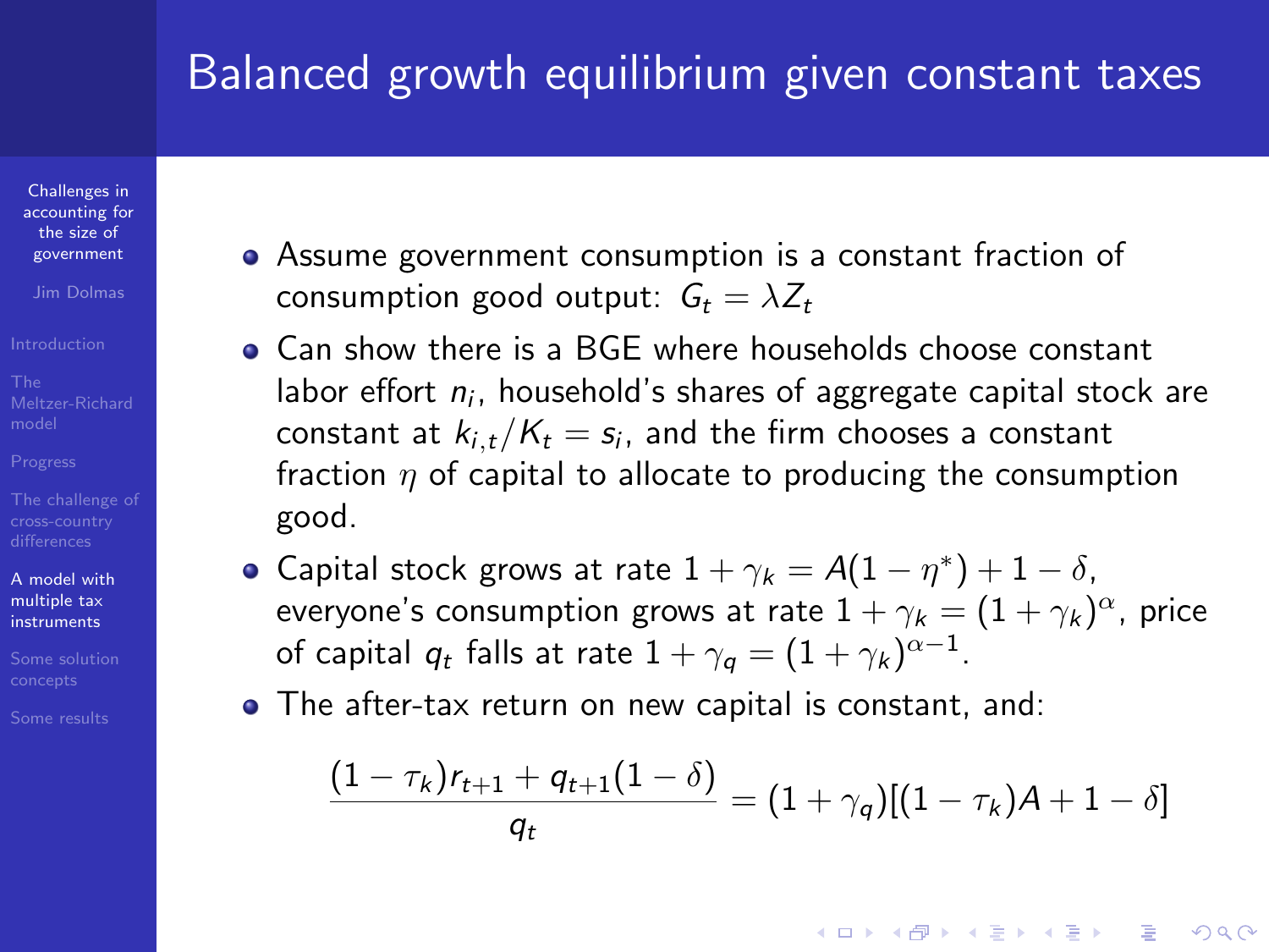# Balanced growth equilibrium given constant taxes

- Assume government consumption is a constant fraction of consumption good output: $G_t = \lambda Z_t$
- Can show there is a BGE where households choose constant labor effort $n_i$, household's shares of aggregate capital stock are constant at $k_{i,t}/K_t = s_i$, and the firm chooses a constant fraction $\eta$ of capital to allocate to producing the consumption good.
- Capital stock grows at rate $1 + \gamma_k = A(1 - \eta^*) + 1 - \delta$, everyone's consumption grows at rate $1 + \gamma_k = (1 + \gamma_k)^\alpha$, price of capital $q_t$ falls at rate $1 + \gamma_q = (1 + \gamma_k)^{\alpha - 1}$.
- The after-tax return on new capital is constant, and:

$$\frac{(1 - \tau_k) r_{t+1} + q_{t+1}(1 - \delta)}{q_t} = (1 + \gamma_q)[(1 - \tau_k)A + 1 - \delta]$$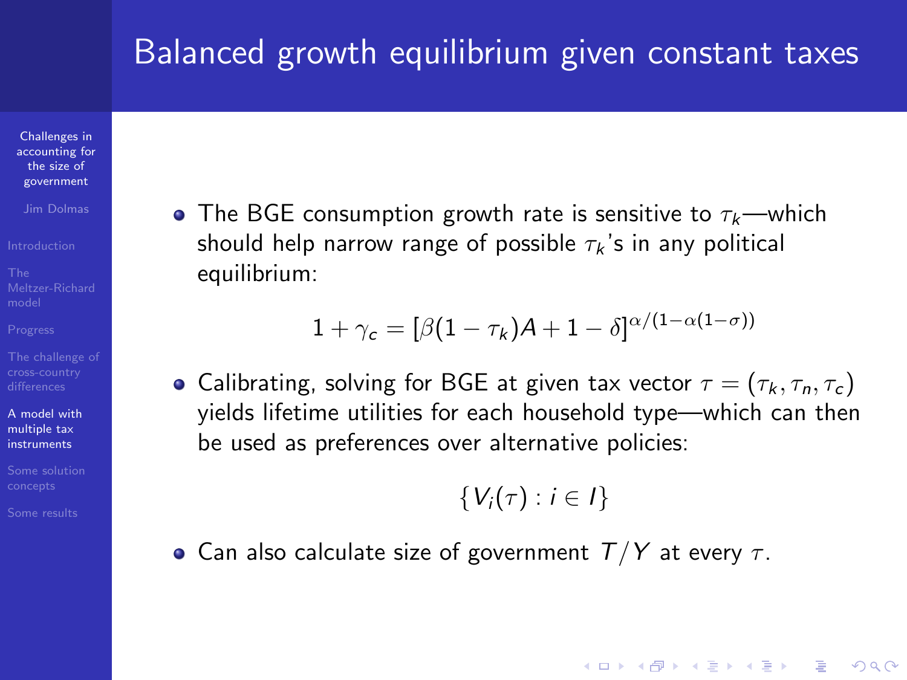# Balanced growth equilibrium given constant taxes

- The BGE consumption growth rate is sensitive to $\tau_k$—which should help narrow range of possible $\tau_k$'s in any political equilibrium:

$$1 + \gamma_c = [\beta(1 - \tau_k)A + 1 - \delta]^{\alpha/(1-\alpha(1-\sigma))}$$

- Calibrating, solving for BGE at given tax vector $\tau = (\tau_k, \tau_n, \tau_c)$ yields lifetime utilities for each household type—which can then be used as preferences over alternative policies:

$$\{V_i(\tau) : i \in I\}$$

- Can also calculate size of government $T/Y$ at every $\tau$.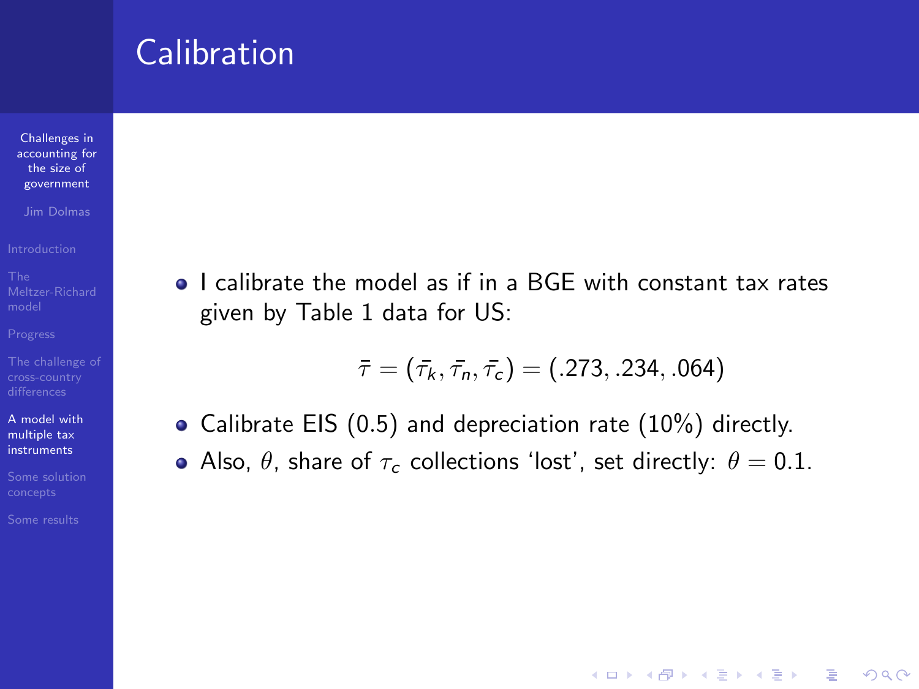# Calibration

- I calibrate the model as if in a BGE with constant tax rates given by Table 1 data for US:

$$\bar{\tau} = (\bar{\tau_k}, \bar{\tau_n}, \bar{\tau_c}) = (.273, .234, .064)$$

- Calibrate EIS (0.5) and depreciation rate (10%) directly.
- Also, $\theta$, share of $\tau_c$ collections 'lost', set directly: $\theta = 0.1$.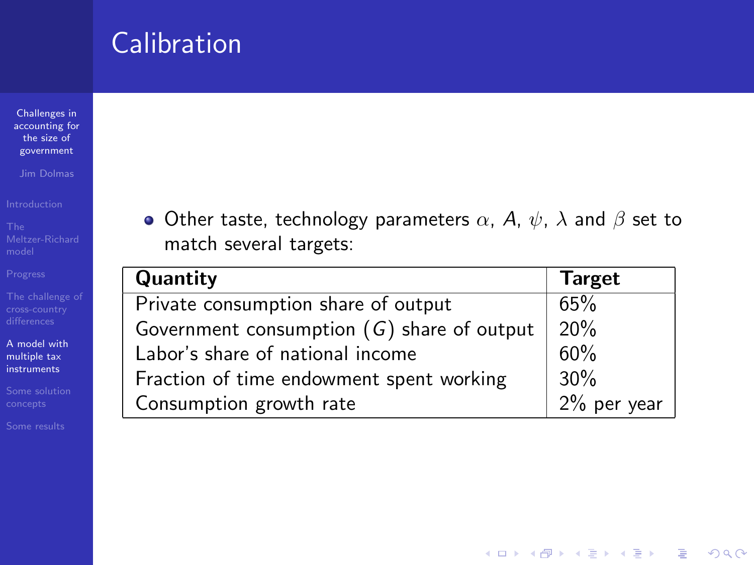# Calibration

- Other taste, technology parameters $\alpha$, $A$, $\psi$, $\lambda$ and $\beta$ set to match several targets:

| **Quantity** | **Target** |
|---|---|
| Private consumption share of output | 65% |
| Government consumption ($G$) share of output | 20% |
| Labor's share of national income | 60% |
| Fraction of time endowment spent working | 30% |
| Consumption growth rate | 2% per year |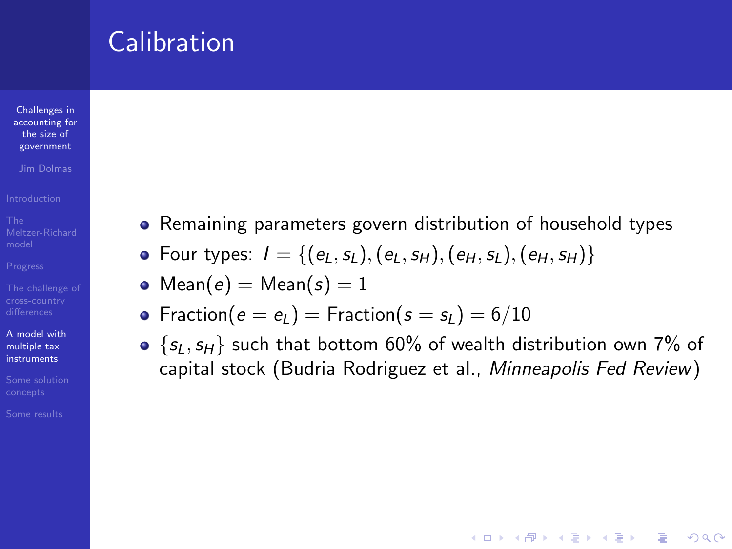# Calibration

- Remaining parameters govern distribution of household types
- Four types: $I = \{(e_L, s_L), (e_L, s_H), (e_H, s_L), (e_H, s_H)\}$
- $\text{Mean}(e) = \text{Mean}(s) = 1$
- $\text{Fraction}(e = e_L) = \text{Fraction}(s = s_L) = 6/10$
- $\{s_L, s_H\}$ such that bottom 60% of wealth distribution own 7% of capital stock (Budria Rodriguez et al., *Minneapolis Fed Review*)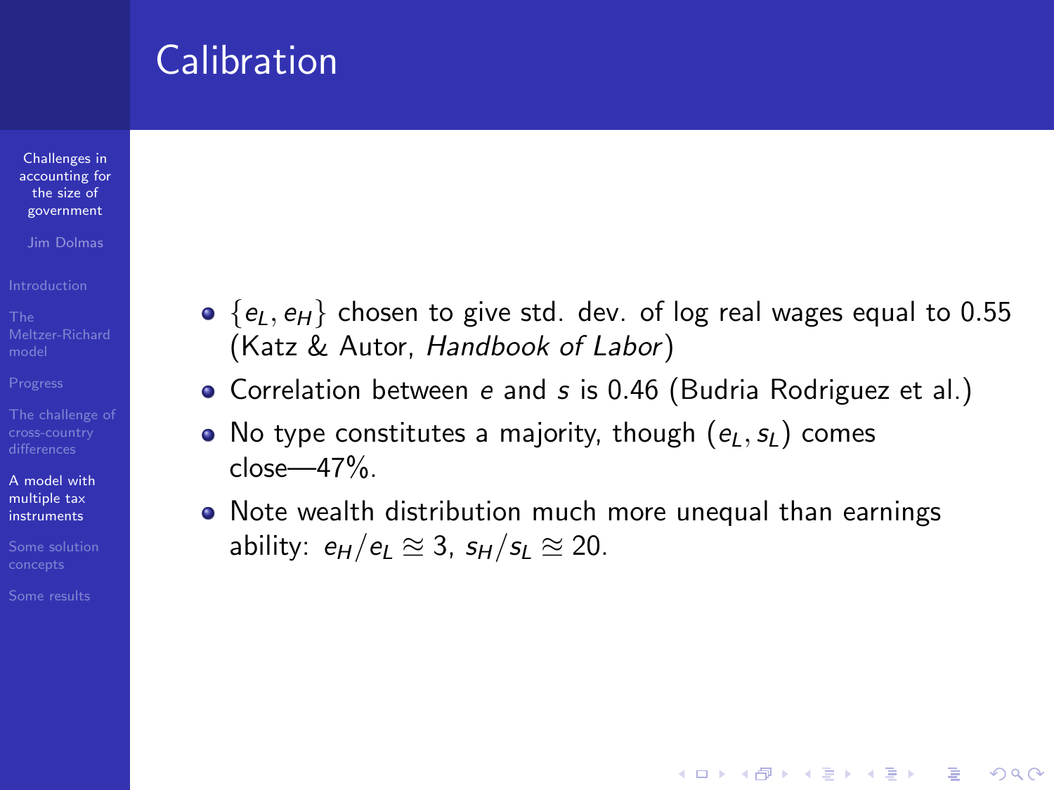# Calibration

- $\{e_L, e_H\}$ chosen to give std. dev. of log real wages equal to 0.55 (Katz & Autor, *Handbook of Labor*)
- Correlation between $e$ and $s$ is 0.46 (Budria Rodriguez et al.)
- No type constitutes a majority, though $(e_L, s_L)$ comes close—47%.
- Note wealth distribution much more unequal than earnings ability: $e_H/e_L \approxeq 3$, $s_H/s_L \approxeq 20$.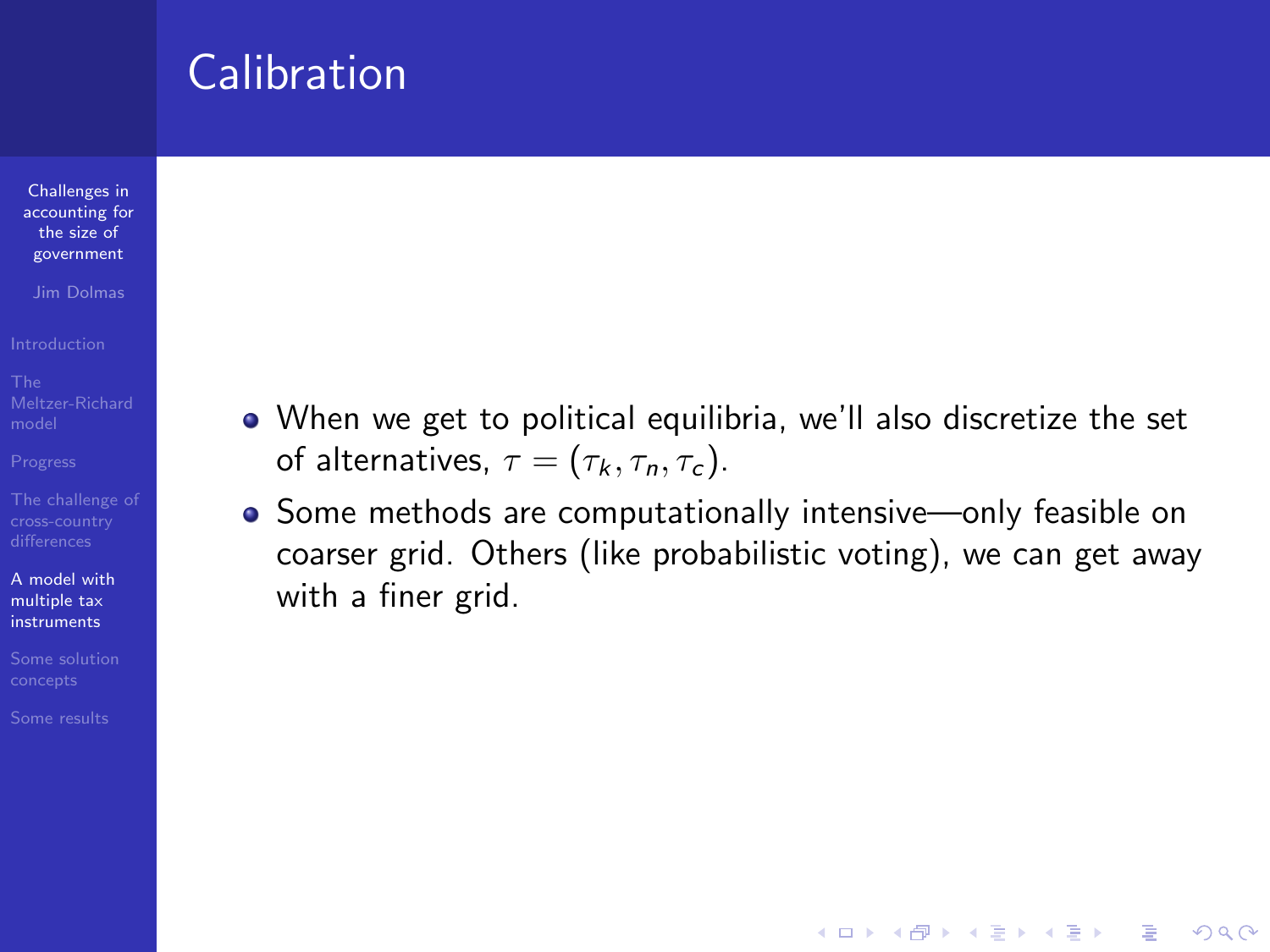# Calibration

- When we get to political equilibria, we'll also discretize the set of alternatives, $\tau = (\tau_k, \tau_n, \tau_c)$.
- Some methods are computationally intensive—only feasible on coarser grid. Others (like probabilistic voting), we can get away with a finer grid.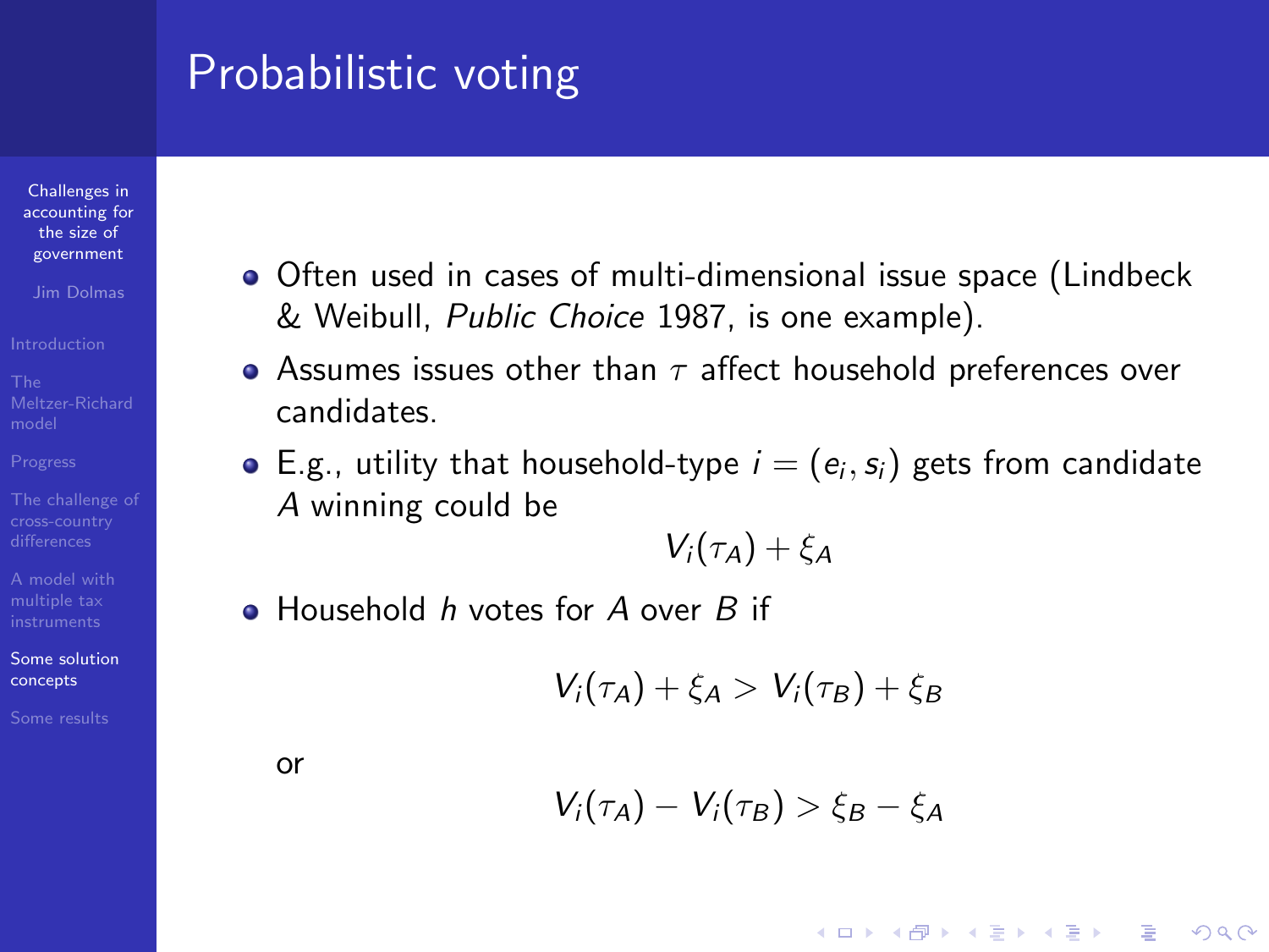# Probabilistic voting

- Often used in cases of multi-dimensional issue space (Lindbeck & Weibull, *Public Choice* 1987, is one example).
- Assumes issues other than $\tau$ affect household preferences over candidates.
- E.g., utility that household-type $i = (e_i, s_i)$ gets from candidate $A$ winning could be

$$V_i(\tau_A) + \xi_A$$

- Household $h$ votes for $A$ over $B$ if

$$V_i(\tau_A) + \xi_A > V_i(\tau_B) + \xi_B$$

or

$$V_i(\tau_A) - V_i(\tau_B) > \xi_B - \xi_A$$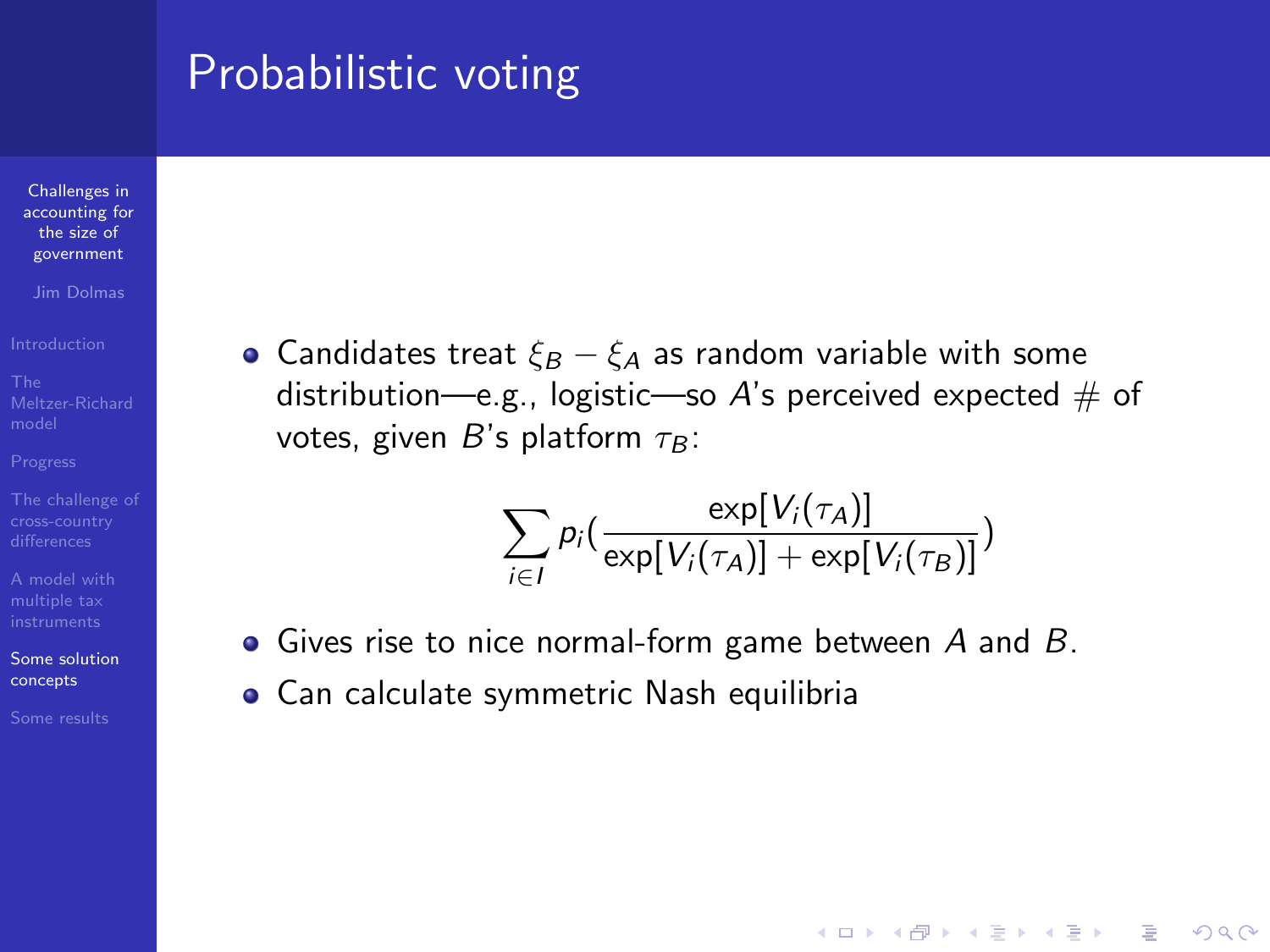# Probabilistic voting

- Candidates treat $\xi_B - \xi_A$ as random variable with some distribution—e.g., logistic—so $A$'s perceived expected # of votes, given $B$'s platform $\tau_B$:

$$\sum_{i \in I} p_i \left( \frac{\exp[V_i(\tau_A)]}{\exp[V_i(\tau_A)] + \exp[V_i(\tau_B)]} \right)$$

- Gives rise to nice normal-form game between $A$ and $B$.
- Can calculate symmetric Nash equilibria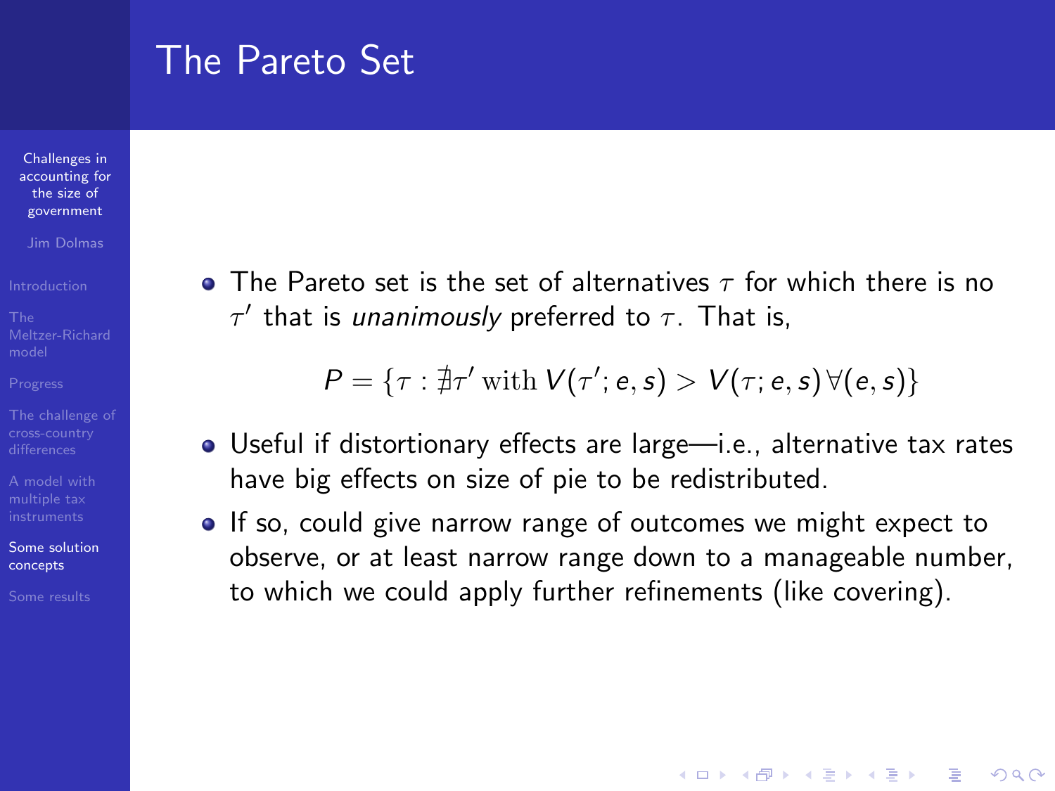# The Pareto Set

- The Pareto set is the set of alternatives $\tau$ for which there is no $\tau'$ that is *unanimously* preferred to $\tau$. That is,

$$P = \{\tau : \nexists \tau' \text{ with } V(\tau'; e, s) > V(\tau; e, s) \, \forall (e, s)\}$$

- Useful if distortionary effects are large—i.e., alternative tax rates have big effects on size of pie to be redistributed.
- If so, could give narrow range of outcomes we might expect to observe, or at least narrow range down to a manageable number, to which we could apply further refinements (like covering).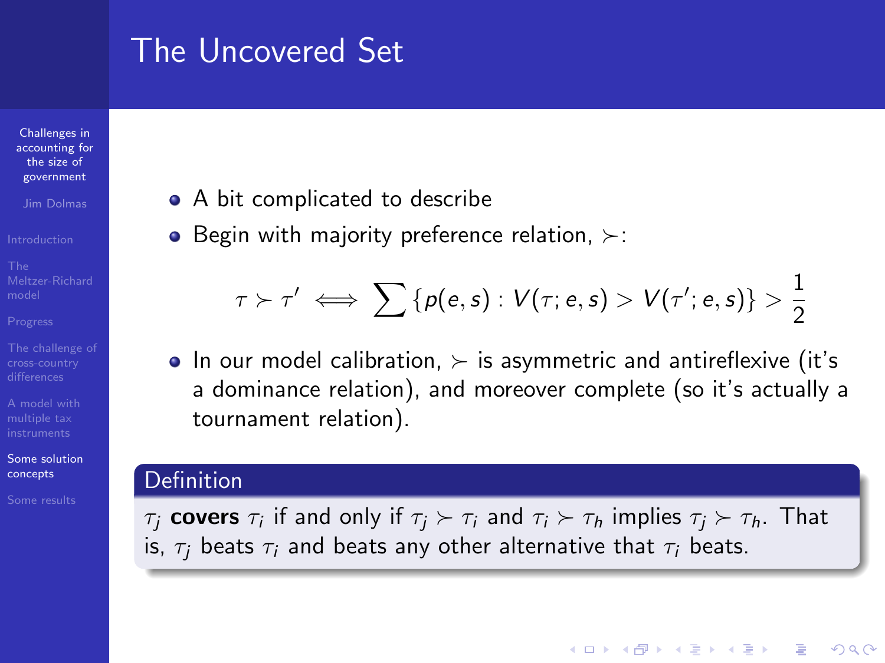# The Uncovered Set

- A bit complicated to describe
- Begin with majority preference relation, $\succ$:

$$\tau \succ \tau' \iff \sum \{p(e,s) : V(\tau; e, s) > V(\tau'; e, s)\} > \frac{1}{2}$$

- In our model calibration, $\succ$ is asymmetric and antireflexive (it's a dominance relation), and moreover complete (so it's actually a tournament relation).

**Definition**

$\tau_j$ **covers** $\tau_i$ if and only if $\tau_j \succ \tau_i$ and $\tau_i \succ \tau_h$ implies $\tau_j \succ \tau_h$. That is, $\tau_j$ beats $\tau_i$ and beats any other alternative that $\tau_i$ beats.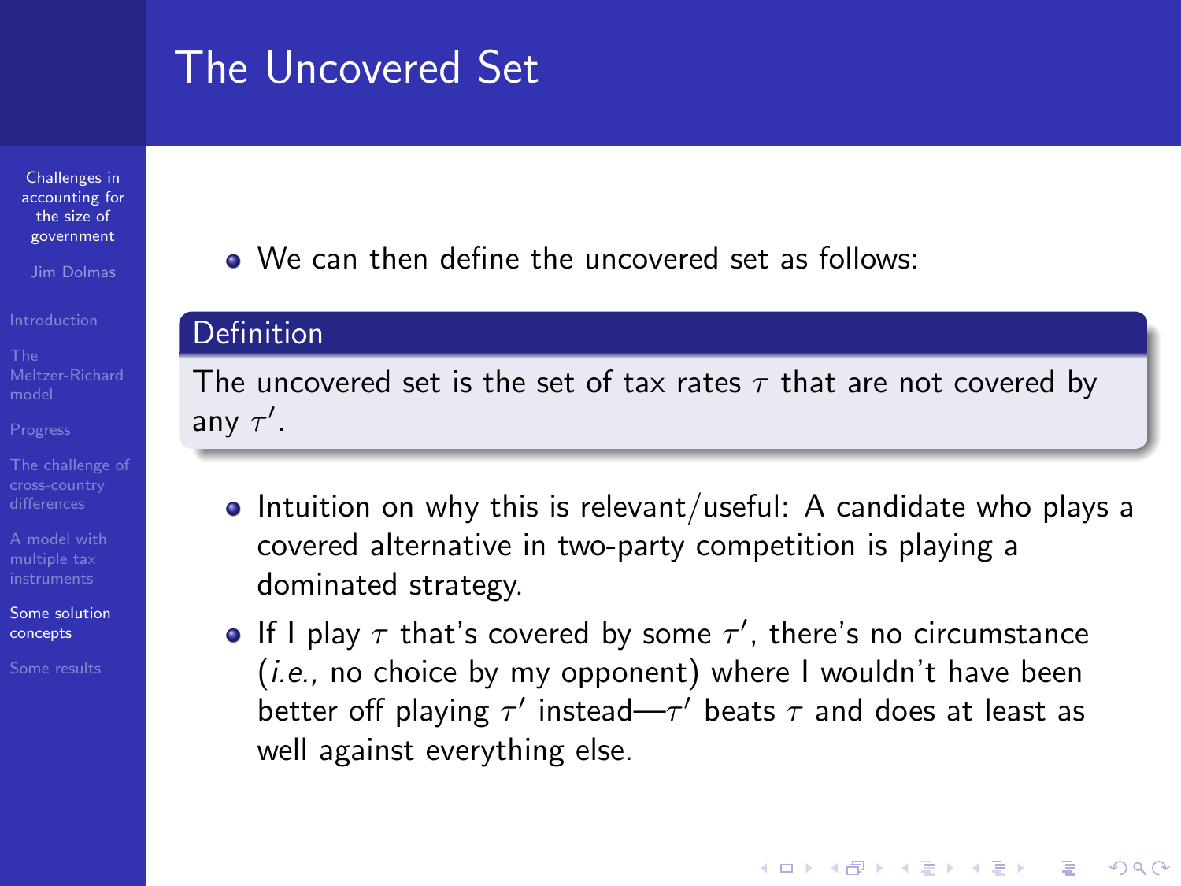# The Uncovered Set

- We can then define the uncovered set as follows:

**Definition**

The uncovered set is the set of tax rates $\tau$ that are not covered by any $\tau'$.

- Intuition on why this is relevant/useful: A candidate who plays a covered alternative in two-party competition is playing a dominated strategy.
- If I play $\tau$ that's covered by some $\tau'$, there's no circumstance (*i.e.,* no choice by my opponent) where I wouldn't have been better off playing $\tau'$ instead—$\tau'$ beats $\tau$ and does at least as well against everything else.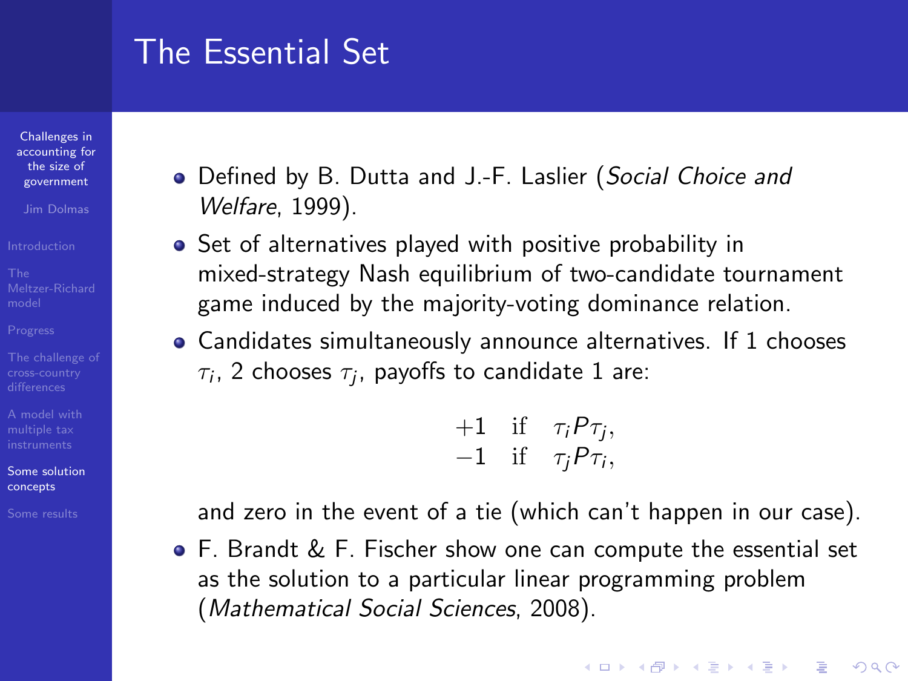# The Essential Set

- Defined by B. Dutta and J.-F. Laslier (*Social Choice and Welfare*, 1999).
- Set of alternatives played with positive probability in mixed-strategy Nash equilibrium of two-candidate tournament game induced by the majority-voting dominance relation.
- Candidates simultaneously announce alternatives. If 1 chooses $\tau_i$, 2 chooses $\tau_j$, payoffs to candidate 1 are:

$$
\begin{array}{rl}
+1 & \text{if} \quad \tau_i P \tau_j, \\
-1 & \text{if} \quad \tau_j P \tau_i,
\end{array}
$$

  and zero in the event of a tie (which can't happen in our case).
- F. Brandt & F. Fischer show one can compute the essential set as the solution to a particular linear programming problem (*Mathematical Social Sciences*, 2008).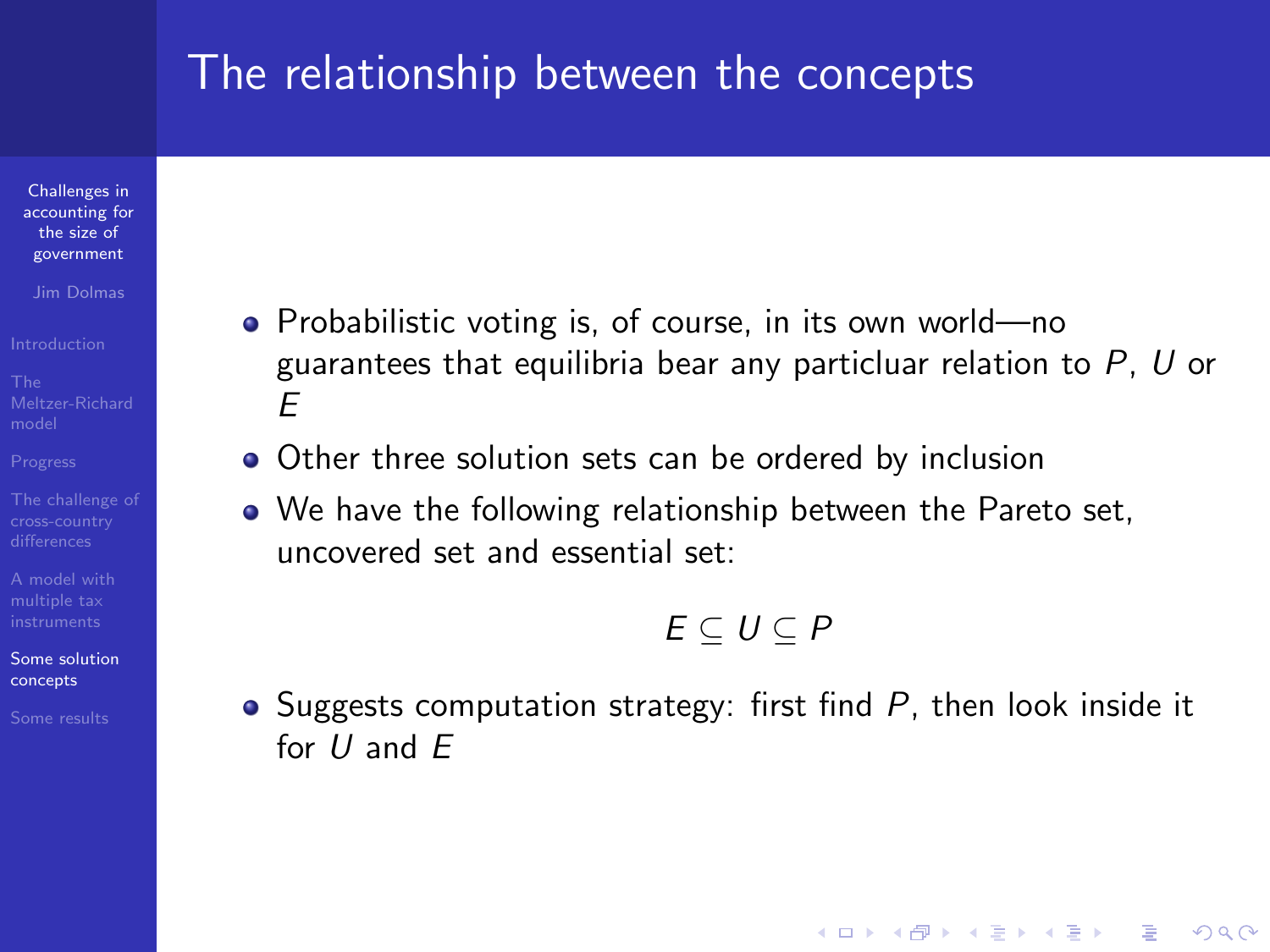# The relationship between the concepts

- Probabilistic voting is, of course, in its own world—no guarantees that equilibria bear any particluar relation to $P$, $U$ or $E$
- Other three solution sets can be ordered by inclusion
- We have the following relationship between the Pareto set, uncovered set and essential set:

$$E \subseteq U \subseteq P$$

- Suggests computation strategy: first find $P$, then look inside it for $U$ and $E$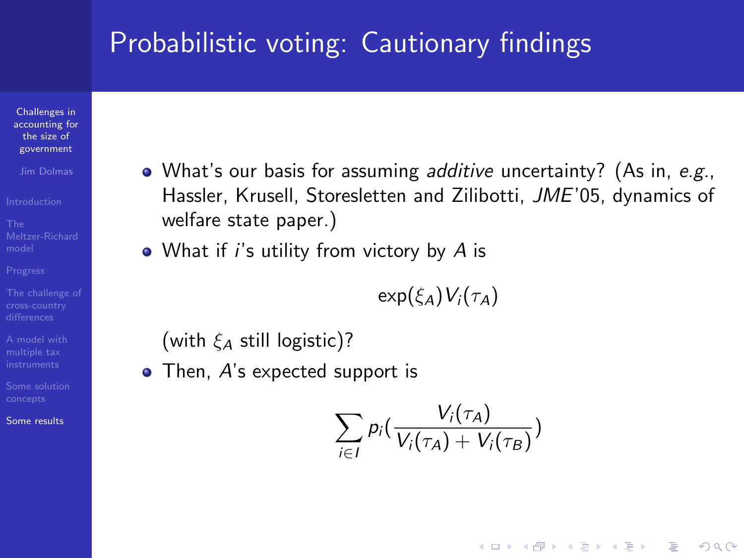# Probabilistic voting: Cautionary findings

- What's our basis for assuming *additive* uncertainty? (As in, *e.g.*, Hassler, Krusell, Storesletten and Zilibotti, *JME*'05, dynamics of welfare state paper.)
- What if $i$'s utility from victory by $A$ is

$$\exp(\xi_A) V_i(\tau_A)$$

  (with $\xi_A$ still logistic)?
- Then, $A$'s expected support is

$$\sum_{i \in I} p_i \left( \frac{V_i(\tau_A)}{V_i(\tau_A) + V_i(\tau_B)} \right)$$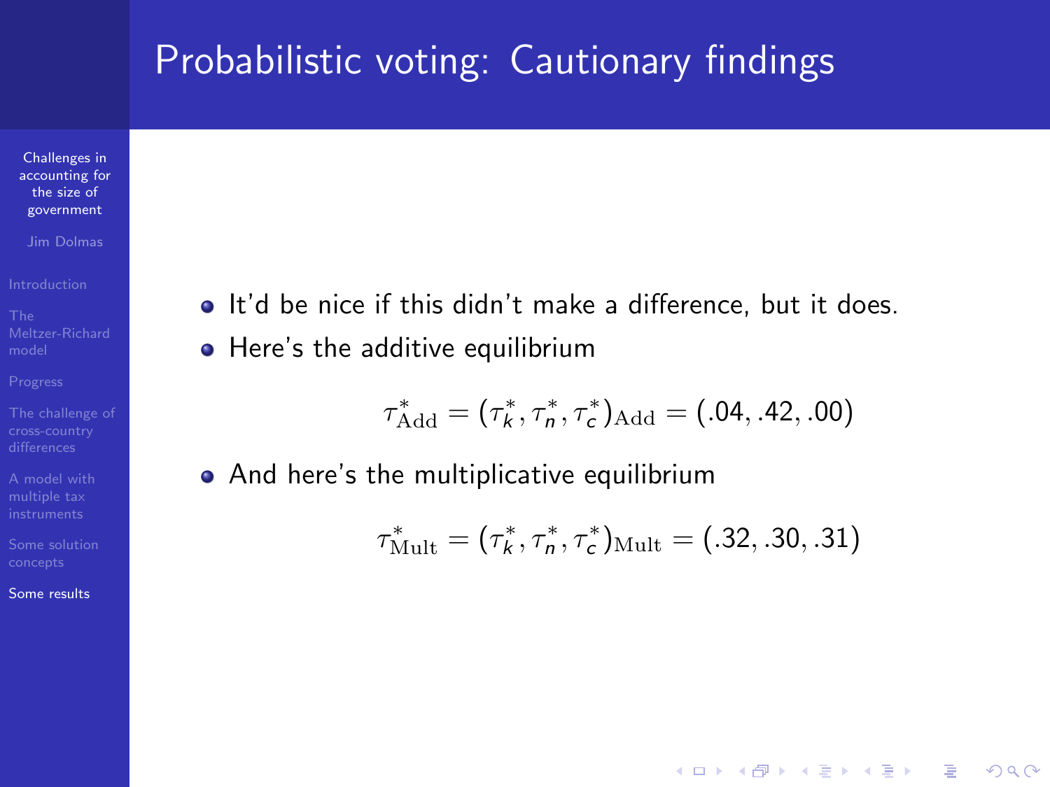# Probabilistic voting: Cautionary findings

- It'd be nice if this didn't make a difference, but it does.
- Here's the additive equilibrium

$$\tau^*_{\text{Add}} = (\tau^*_k, \tau^*_n, \tau^*_c)_{\text{Add}} = (.04, .42, .00)$$

- And here's the multiplicative equilibrium

$$\tau^*_{\text{Mult}} = (\tau^*_k, \tau^*_n, \tau^*_c)_{\text{Mult}} = (.32, .30, .31)$$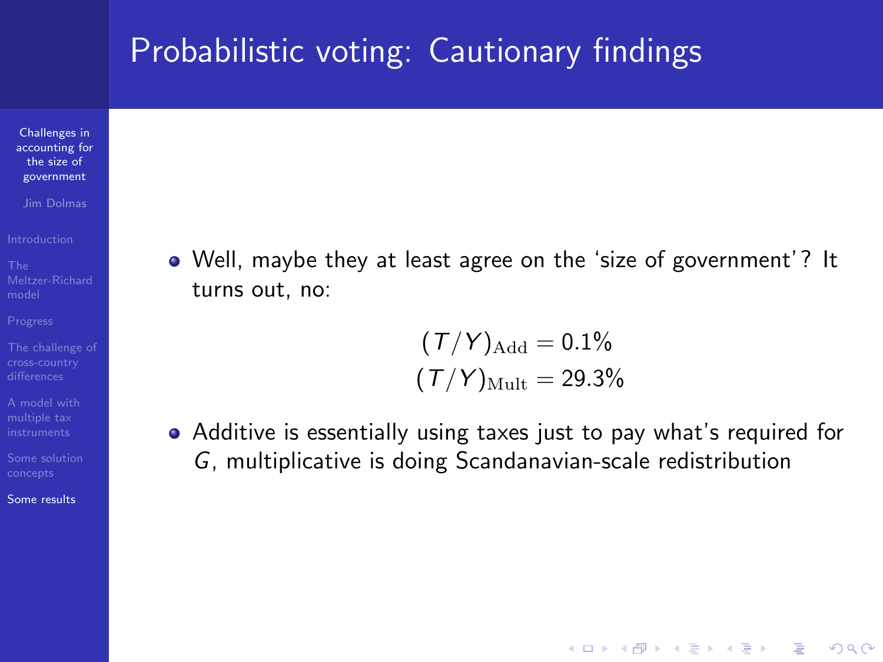# Probabilistic voting: Cautionary findings

- Well, maybe they at least agree on the 'size of government'? It turns out, no:

$$(T/Y)_{\text{Add}} = 0.1\%$$
$$(T/Y)_{\text{Mult}} = 29.3\%$$

- Additive is essentially using taxes just to pay what's required for $G$, multiplicative is doing Scandanavian-scale redistribution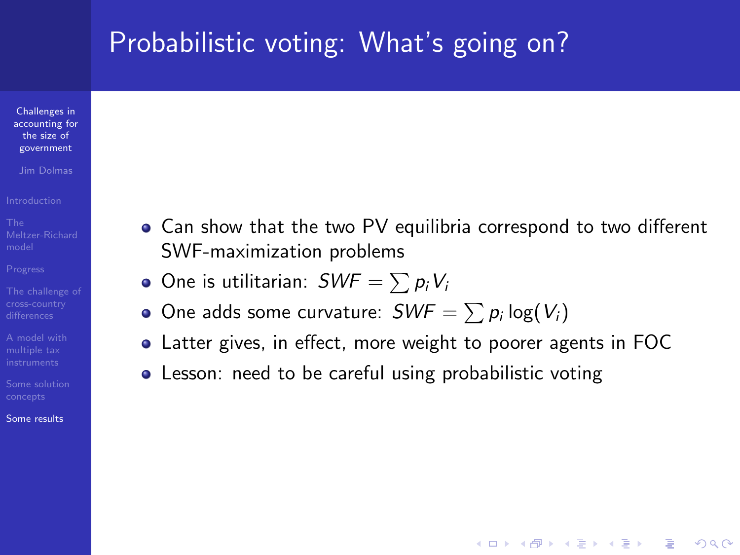# Probabilistic voting: What's going on?

- Can show that the two PV equilibria correspond to two different SWF-maximization problems
- One is utilitarian: $SWF = \sum p_i V_i$
- One adds some curvature: $SWF = \sum p_i \log(V_i)$
- Latter gives, in effect, more weight to poorer agents in FOC
- Lesson: need to be careful using probabilistic voting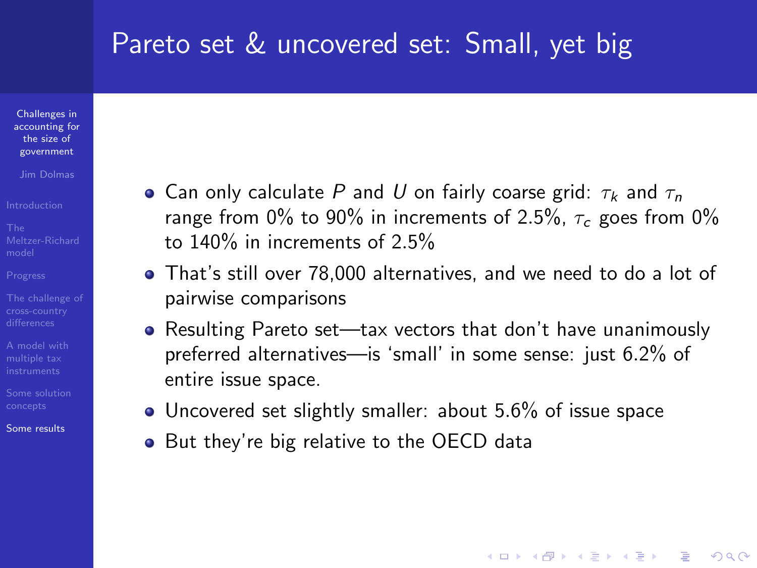# Pareto set & uncovered set: Small, yet big

- Can only calculate $P$ and $U$ on fairly coarse grid: $\tau_k$ and $\tau_n$ range from 0% to 90% in increments of 2.5%, $\tau_c$ goes from 0% to 140% in increments of 2.5%
- That's still over 78,000 alternatives, and we need to do a lot of pairwise comparisons
- Resulting Pareto set—tax vectors that don't have unanimously preferred alternatives—is 'small' in some sense: just 6.2% of entire issue space.
- Uncovered set slightly smaller: about 5.6% of issue space
- But they're big relative to the OECD data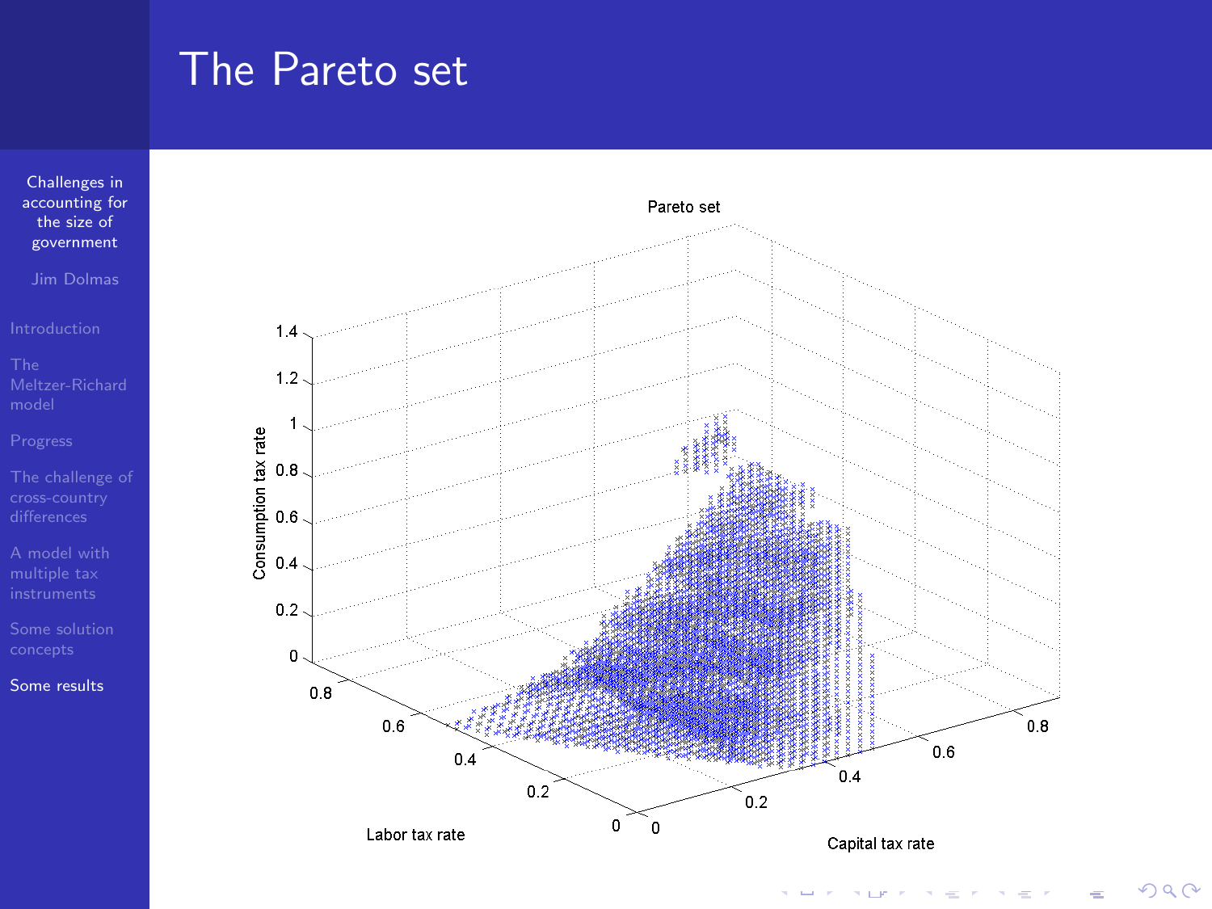# The Pareto set

Pareto set

Consumption tax rate

Labor tax rate

Capital tax rate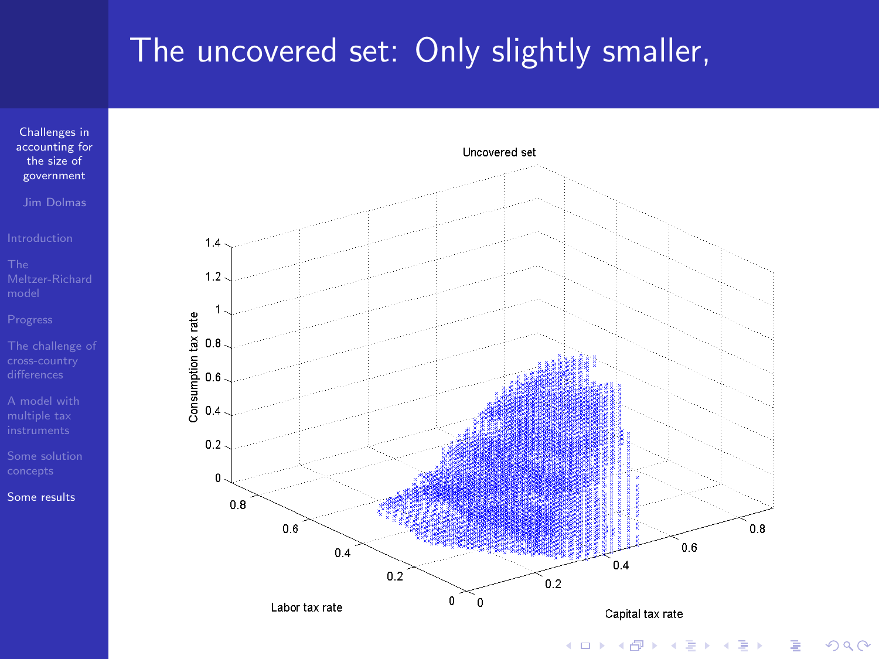# The uncovered set: Only slightly smaller,

Uncovered set

Consumption tax rate

Labor tax rate

Capital tax rate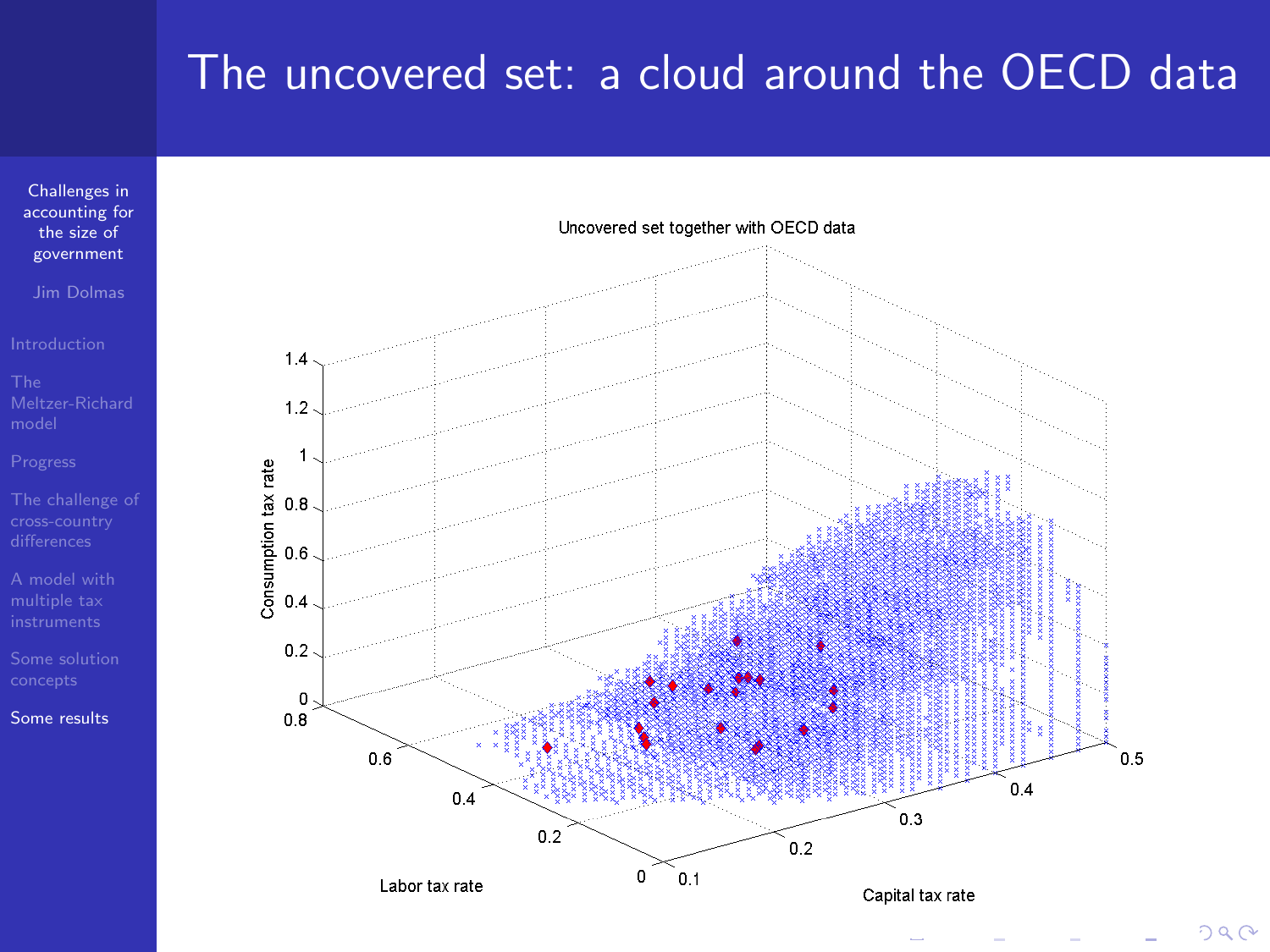# The uncovered set: a cloud around the OECD data

Uncovered set together with OECD data

Consumption tax rate

Labor tax rate

Capital tax rate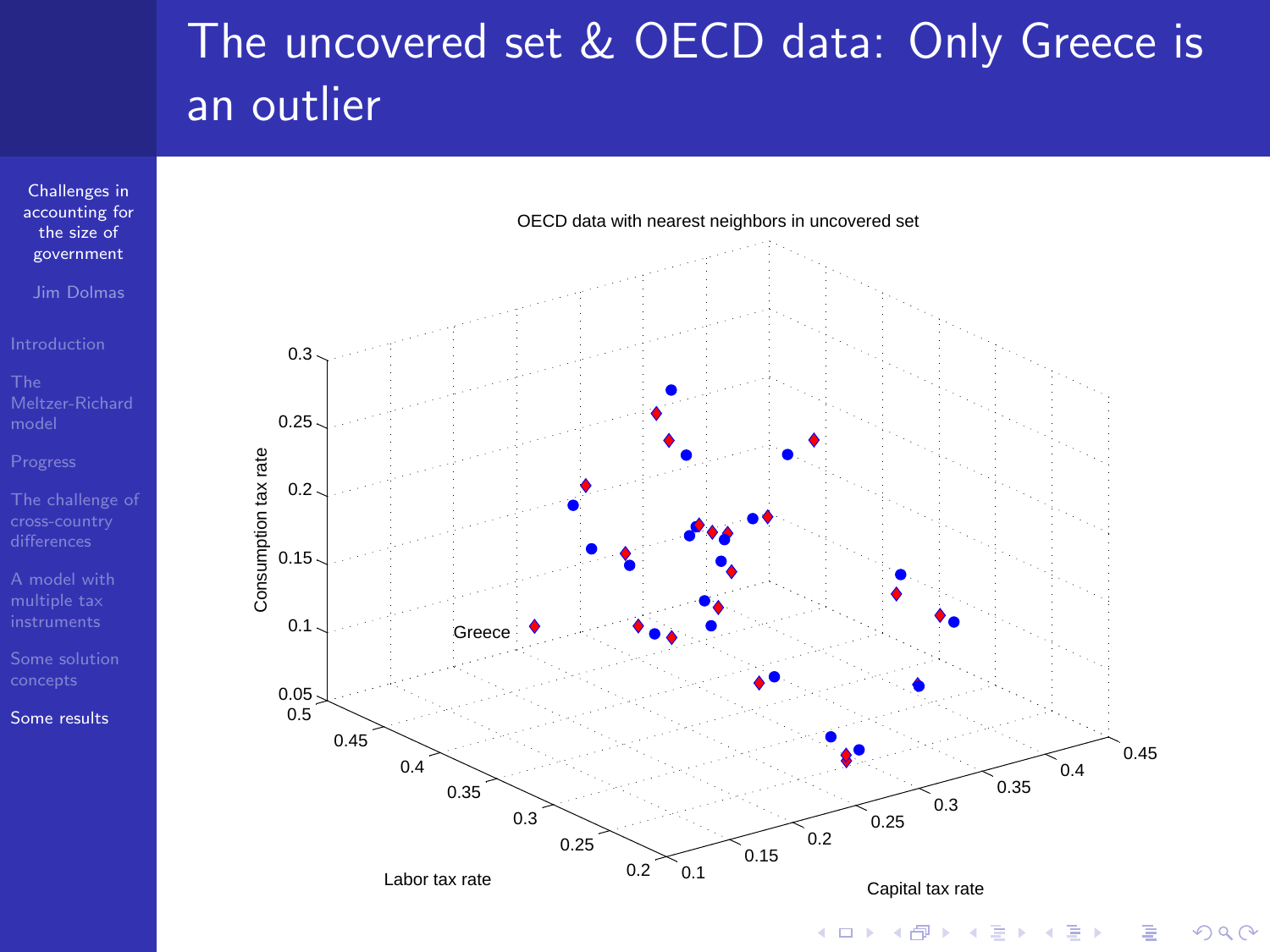# The uncovered set & OECD data: Only Greece is an outlier

OECD data with nearest neighbors in uncovered set

Consumption tax rate

Labor tax rate

Capital tax rate

Greece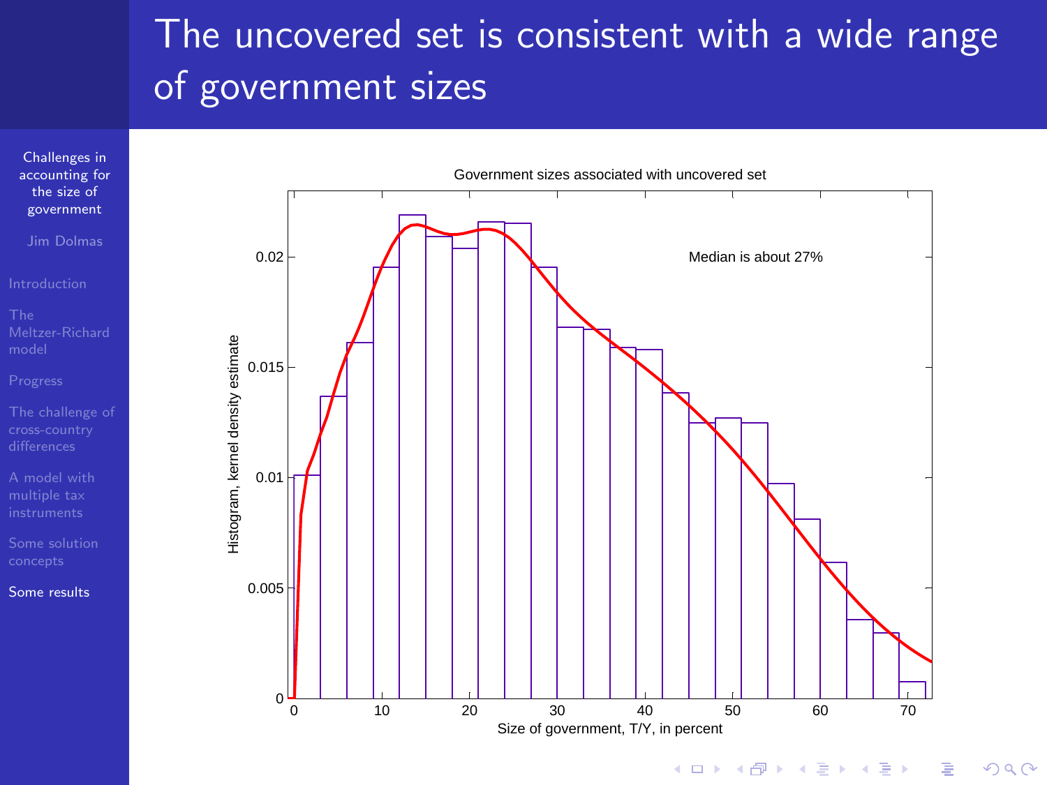# The uncovered set is consistent with a wide range of government sizes

Government sizes associated with uncovered set

Median is about 27%

Histogram, kernel density estimate

Size of government, T/Y, in percent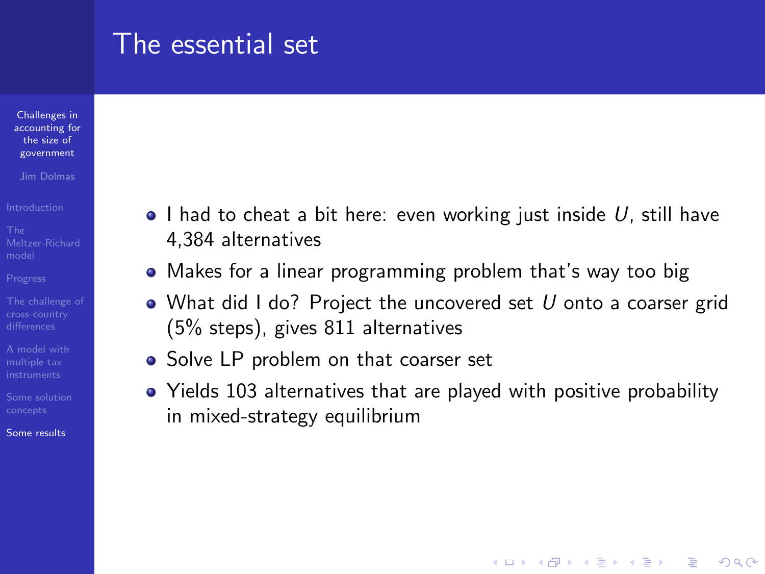# The essential set

- I had to cheat a bit here: even working just inside $U$, still have 4,384 alternatives
- Makes for a linear programming problem that's way too big
- What did I do? Project the uncovered set $U$ onto a coarser grid (5% steps), gives 811 alternatives
- Solve LP problem on that coarser set
- Yields 103 alternatives that are played with positive probability in mixed-strategy equilibrium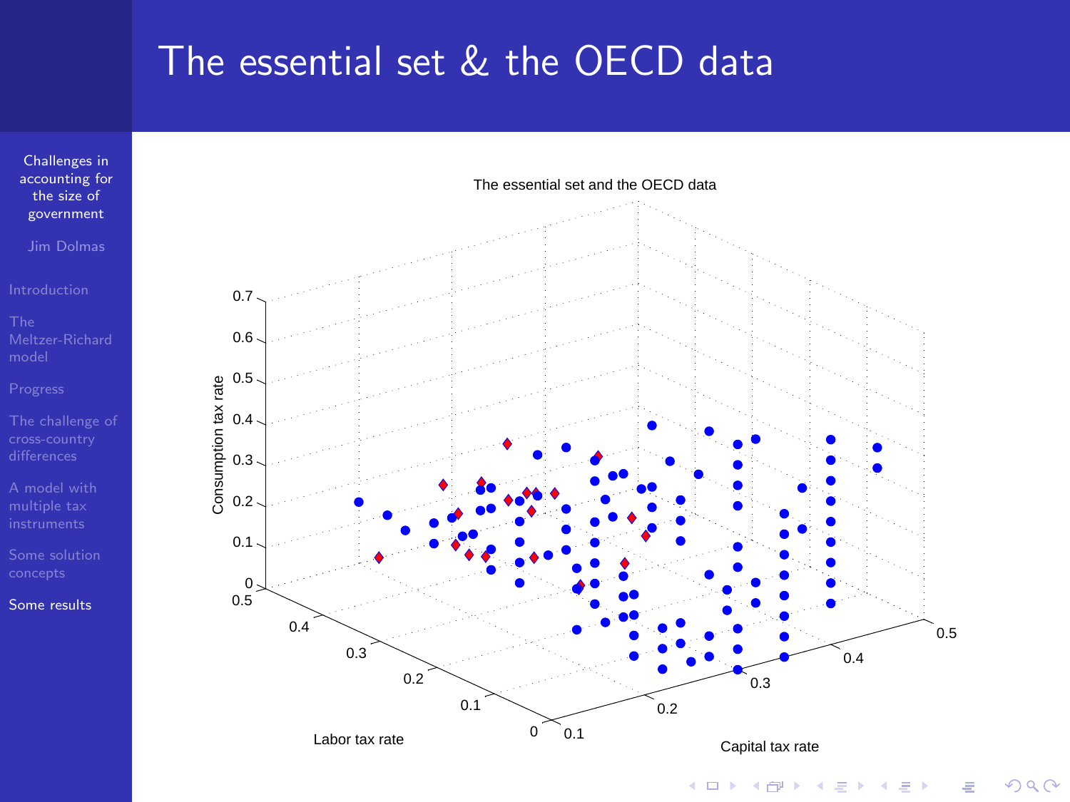# The essential set & the OECD data

The essential set and the OECD data

Consumption tax rate

Labor tax rate

Capital tax rate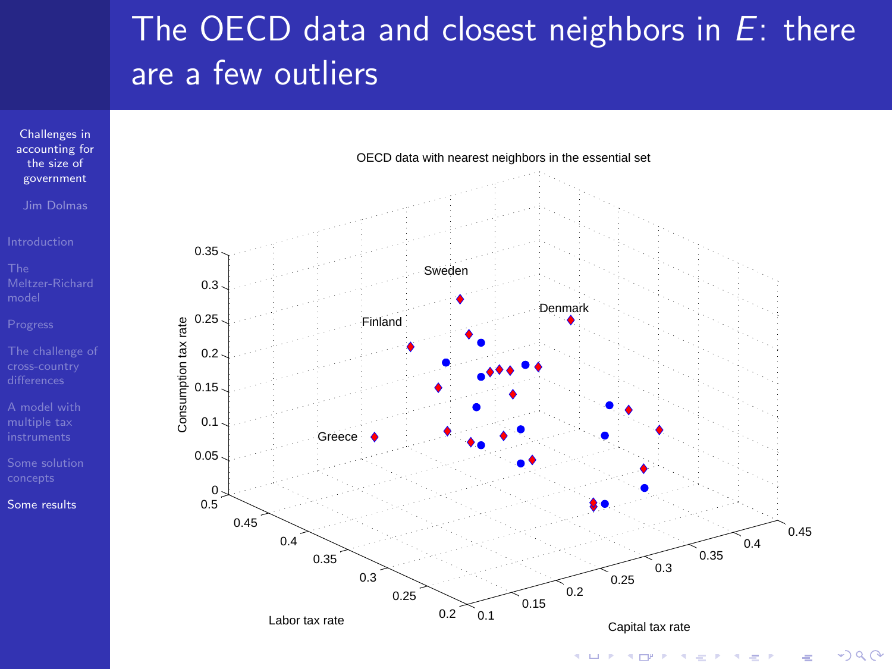# The OECD data and closest neighbors in $E$: there are a few outliers

OECD data with nearest neighbors in the essential set

Sweden

Denmark

Finland

Greece

Consumption tax rate: 0, 0.05, 0.1, 0.15, 0.2, 0.25, 0.3, 0.35

Labor tax rate: 0.2, 0.25, 0.3, 0.35, 0.4, 0.45, 0.5

Capital tax rate: 0.1, 0.15, 0.2, 0.25, 0.3, 0.35, 0.4, 0.45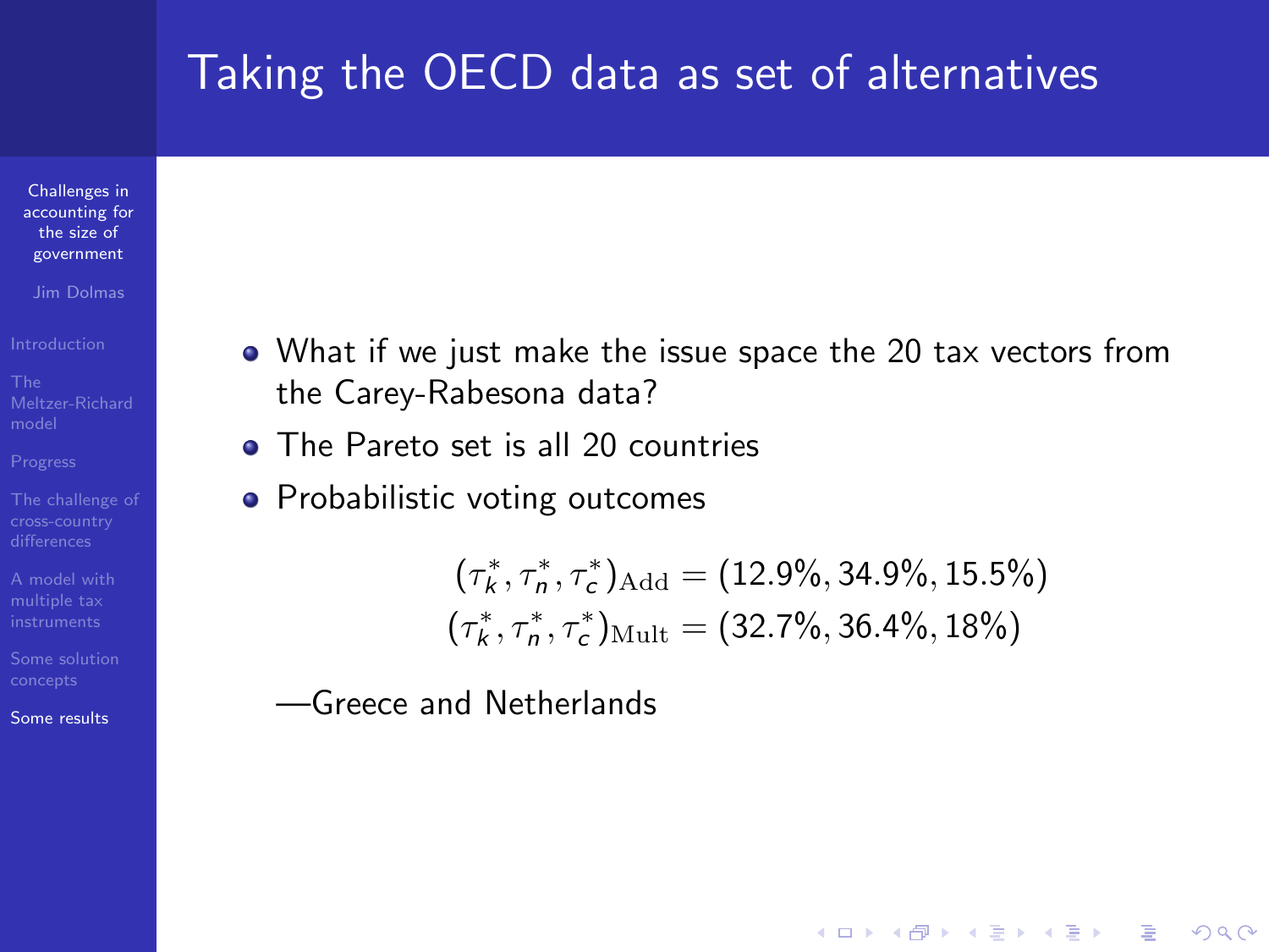# Taking the OECD data as set of alternatives

- What if we just make the issue space the 20 tax vectors from the Carey-Rabesona data?
- The Pareto set is all 20 countries
- Probabilistic voting outcomes

$$(\tau_k^*, \tau_n^*, \tau_c^*)_{\text{Add}} = (12.9\%, 34.9\%, 15.5\%)$$
$$(\tau_k^*, \tau_n^*, \tau_c^*)_{\text{Mult}} = (32.7\%, 36.4\%, 18\%)$$

—Greece and Netherlands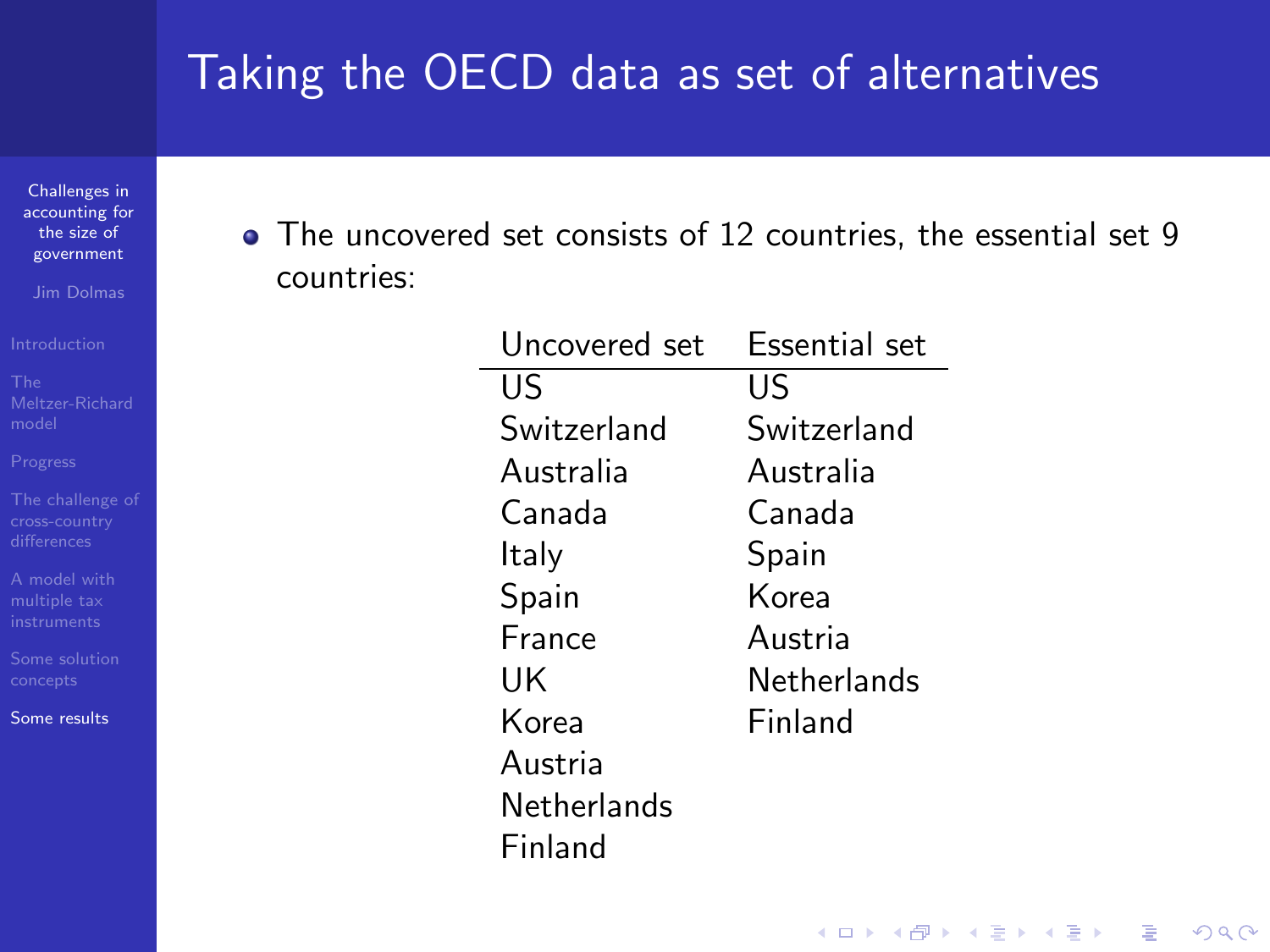# Taking the OECD data as set of alternatives

- The uncovered set consists of 12 countries, the essential set 9 countries:

| Uncovered set | Essential set |
|---|---|
| US | US |
| Switzerland | Switzerland |
| Australia | Australia |
| Canada | Canada |
| Italy | Spain |
| Spain | Korea |
| France | Austria |
| UK | Netherlands |
| Korea | Finland |
| Austria | |
| Netherlands | |
| Finland | |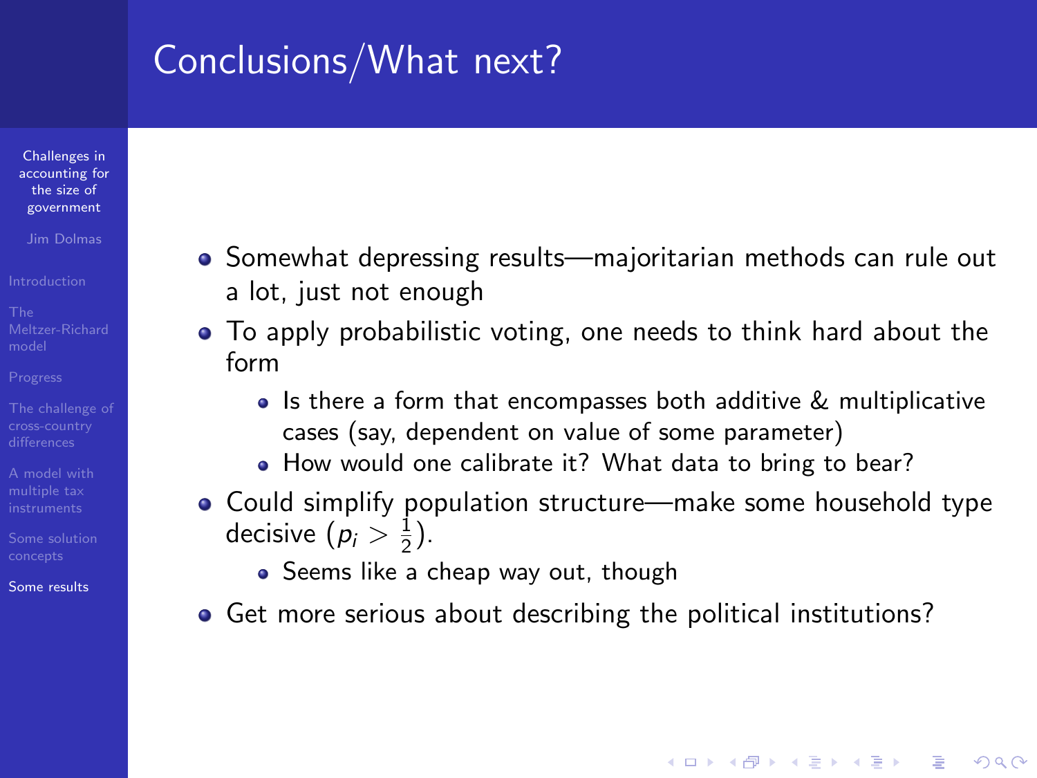# Conclusions/What next?

- Somewhat depressing results—majoritarian methods can rule out a lot, just not enough
- To apply probabilistic voting, one needs to think hard about the form
  - Is there a form that encompasses both additive & multiplicative cases (say, dependent on value of some parameter)
  - How would one calibrate it? What data to bring to bear?
- Could simplify population structure—make some household type decisive ($p_i > \frac{1}{2}$).
  - Seems like a cheap way out, though
- Get more serious about describing the political institutions?